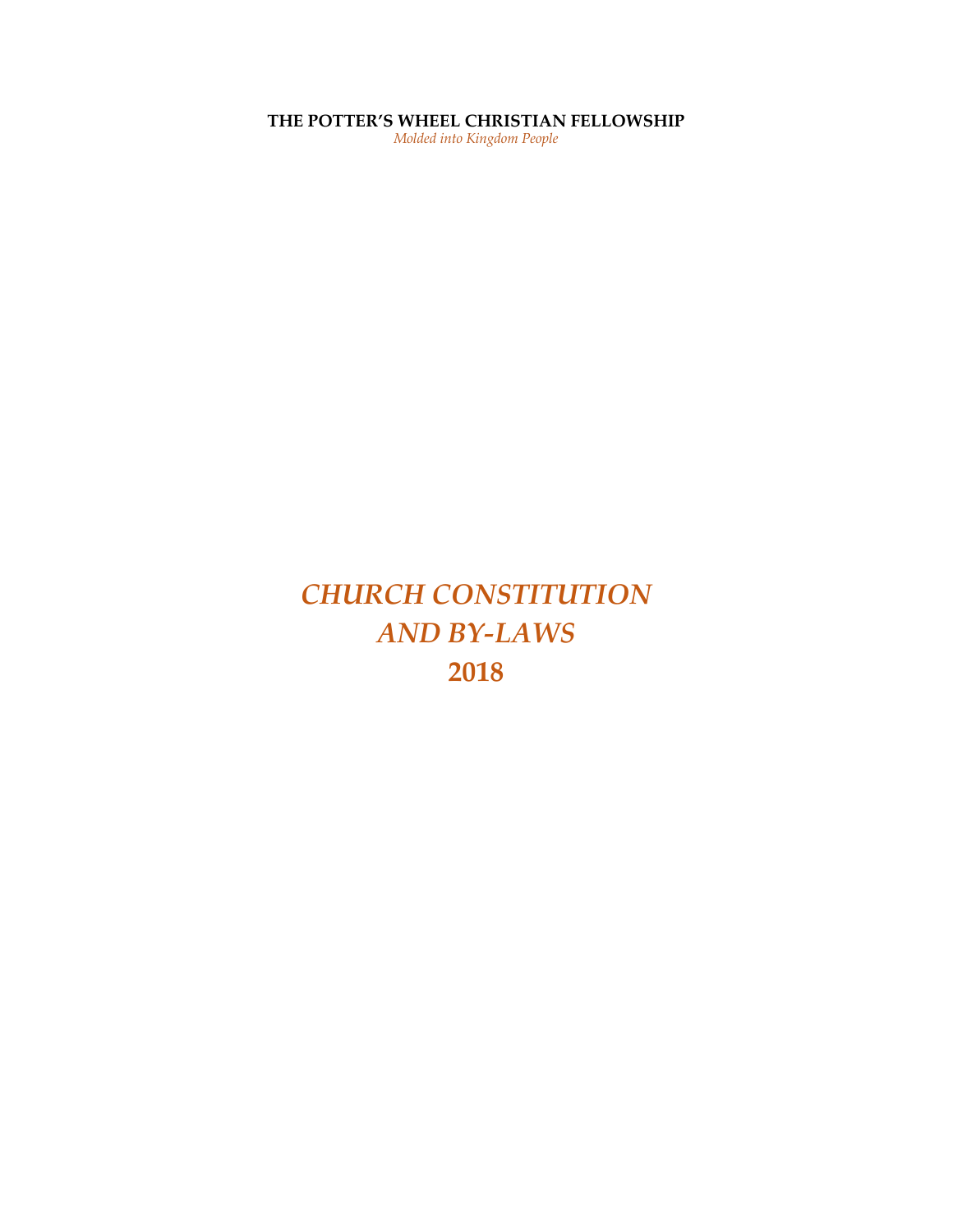**THE POTTER'S WHEEL CHRISTIAN FELLOWSHIP**

*Molded into Kingdom People*

# *CHURCH CONSTITUTION AND BY-LAWS*

# 2018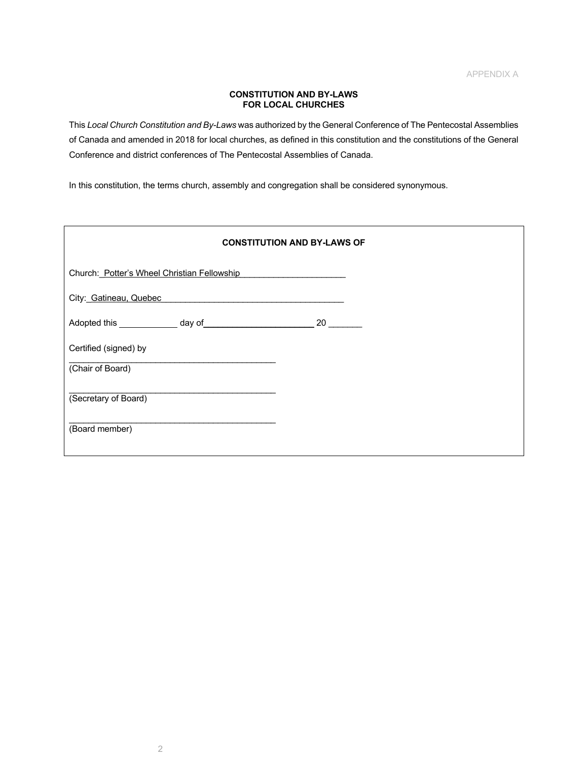APPENDIX A

## CONSTITUTION AND BY-LAWS FOR LOCAL CHURCHES

This *Local Church Constitution and By-Laws* was authorized by the General Conference of The Pentecostal Assemblies of Canada and amended in 2018 for local churches, as defined in this constitution and the constitutions of the General Conference and district conferences of The Pentecostal Assemblies of Canada.

In this constitution, the terms church, assembly and congregation shall be considered synonymous.

---

**CONSTITUTION AND BY-LAWS OF**

Church: Potter's Wheel Christian Fellowship______________________

City: Gatineau, Quebec______________________________________

Adopted this ____________ day of________________________ 20 _______

Certified (signed) by

_____________________________________________
(Chair of Board)

_____________________________________________
(Secretary of Board)

_____________________________________________
(Board member)

---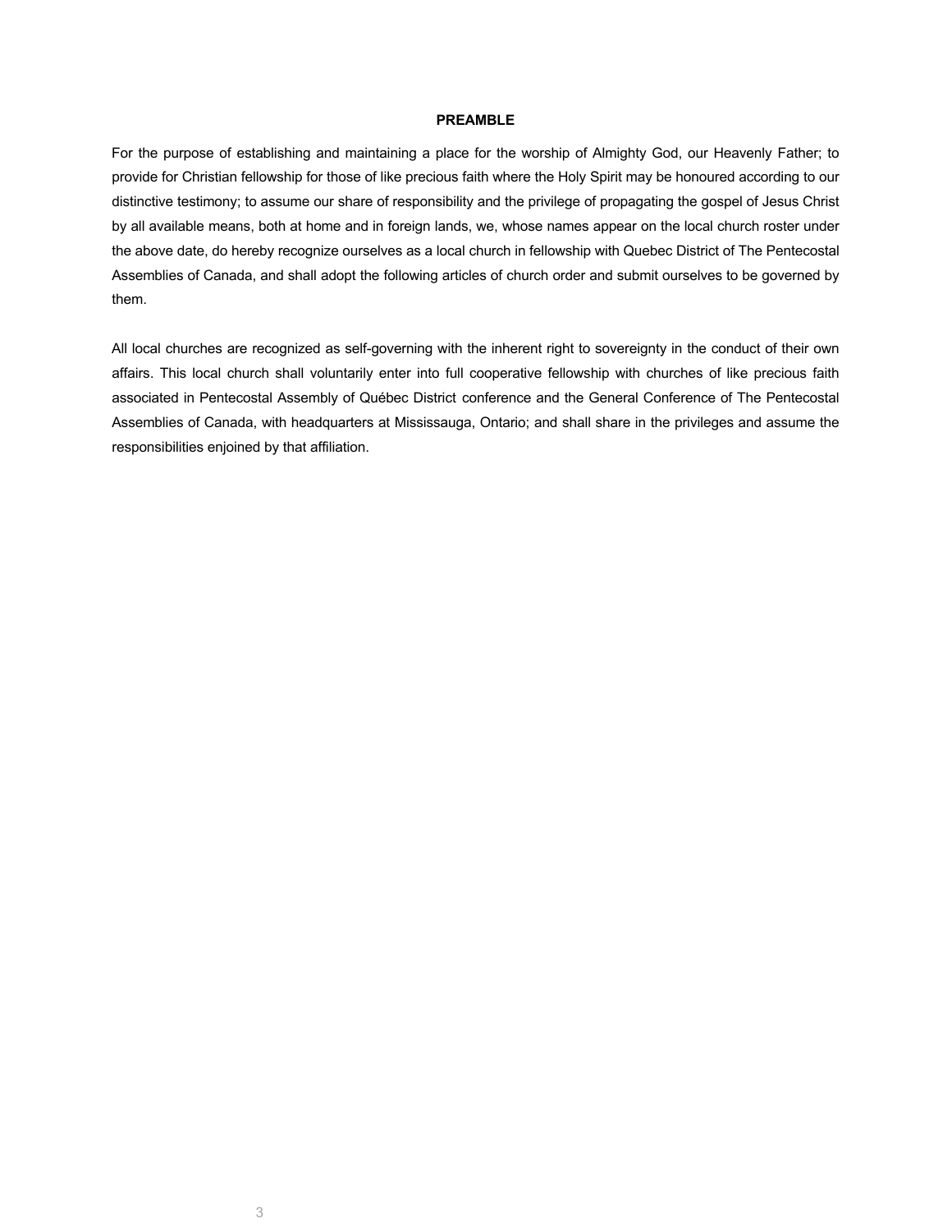## PREAMBLE

For the purpose of establishing and maintaining a place for the worship of Almighty God, our Heavenly Father; to provide for Christian fellowship for those of like precious faith where the Holy Spirit may be honoured according to our distinctive testimony; to assume our share of responsibility and the privilege of propagating the gospel of Jesus Christ by all available means, both at home and in foreign lands, we, whose names appear on the local church roster under the above date, do hereby recognize ourselves as a local church in fellowship with Quebec District of The Pentecostal Assemblies of Canada, and shall adopt the following articles of church order and submit ourselves to be governed by them.

All local churches are recognized as self-governing with the inherent right to sovereignty in the conduct of their own affairs. This local church shall voluntarily enter into full cooperative fellowship with churches of like precious faith associated in Pentecostal Assembly of Québec District conference and the General Conference of The Pentecostal Assemblies of Canada, with headquarters at Mississauga, Ontario; and shall share in the privileges and assume the responsibilities enjoined by that affiliation.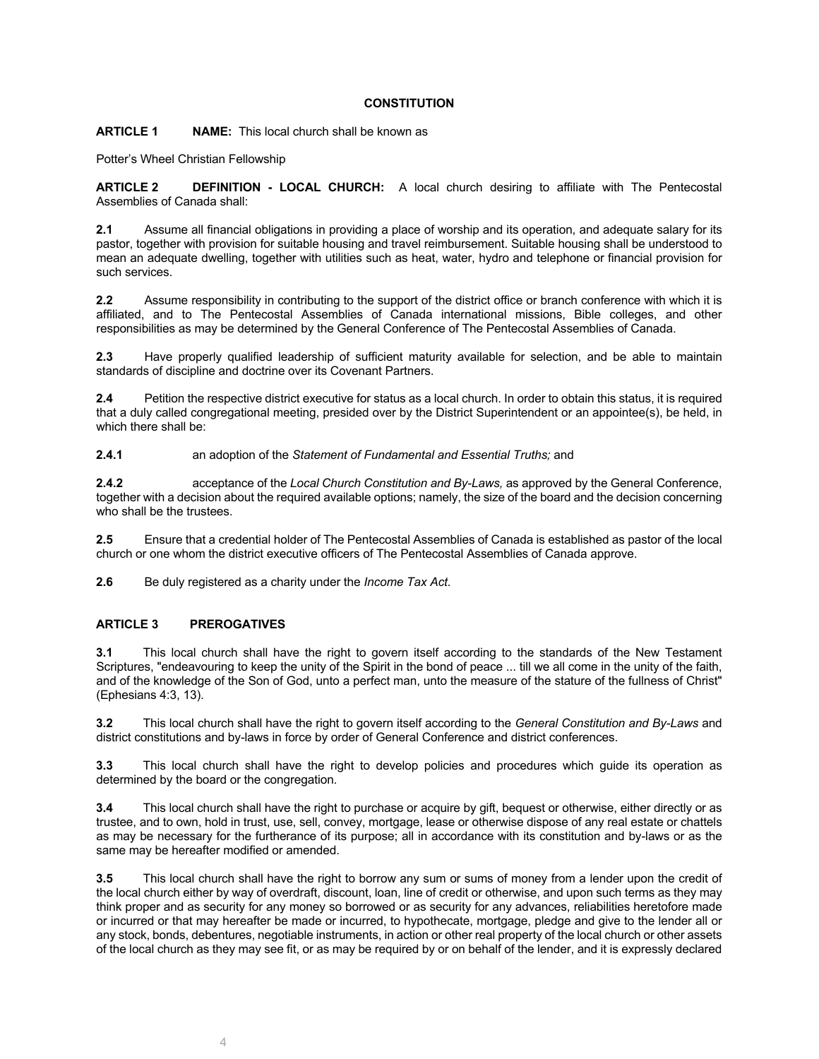## CONSTITUTION

**ARTICLE 1 NAME:** This local church shall be known as

Potter's Wheel Christian Fellowship

**ARTICLE 2 DEFINITION - LOCAL CHURCH:** A local church desiring to affiliate with The Pentecostal Assemblies of Canada shall:

**2.1** Assume all financial obligations in providing a place of worship and its operation, and adequate salary for its pastor, together with provision for suitable housing and travel reimbursement. Suitable housing shall be understood to mean an adequate dwelling, together with utilities such as heat, water, hydro and telephone or financial provision for such services.

**2.2** Assume responsibility in contributing to the support of the district office or branch conference with which it is affiliated, and to The Pentecostal Assemblies of Canada international missions, Bible colleges, and other responsibilities as may be determined by the General Conference of The Pentecostal Assemblies of Canada.

**2.3** Have properly qualified leadership of sufficient maturity available for selection, and be able to maintain standards of discipline and doctrine over its Covenant Partners.

**2.4** Petition the respective district executive for status as a local church. In order to obtain this status, it is required that a duly called congregational meeting, presided over by the District Superintendent or an appointee(s), be held, in which there shall be:

**2.4.1** an adoption of the *Statement of Fundamental and Essential Truths;* and

**2.4.2** acceptance of the *Local Church Constitution and By-Laws,* as approved by the General Conference, together with a decision about the required available options; namely, the size of the board and the decision concerning who shall be the trustees.

**2.5** Ensure that a credential holder of The Pentecostal Assemblies of Canada is established as pastor of the local church or one whom the district executive officers of The Pentecostal Assemblies of Canada approve.

**2.6** Be duly registered as a charity under the *Income Tax Act*.

**ARTICLE 3 PREROGATIVES**

**3.1** This local church shall have the right to govern itself according to the standards of the New Testament Scriptures, "endeavouring to keep the unity of the Spirit in the bond of peace ... till we all come in the unity of the faith, and of the knowledge of the Son of God, unto a perfect man, unto the measure of the stature of the fullness of Christ" (Ephesians 4:3, 13).

**3.2** This local church shall have the right to govern itself according to the *General Constitution and By-Laws* and district constitutions and by-laws in force by order of General Conference and district conferences.

**3.3** This local church shall have the right to develop policies and procedures which guide its operation as determined by the board or the congregation.

**3.4** This local church shall have the right to purchase or acquire by gift, bequest or otherwise, either directly or as trustee, and to own, hold in trust, use, sell, convey, mortgage, lease or otherwise dispose of any real estate or chattels as may be necessary for the furtherance of its purpose; all in accordance with its constitution and by-laws or as the same may be hereafter modified or amended.

**3.5** This local church shall have the right to borrow any sum or sums of money from a lender upon the credit of the local church either by way of overdraft, discount, loan, line of credit or otherwise, and upon such terms as they may think proper and as security for any money so borrowed or as security for any advances, reliabilities heretofore made or incurred or that may hereafter be made or incurred, to hypothecate, mortgage, pledge and give to the lender all or any stock, bonds, debentures, negotiable instruments, in action or other real property of the local church or other assets of the local church as they may see fit, or as may be required by or on behalf of the lender, and it is expressly declared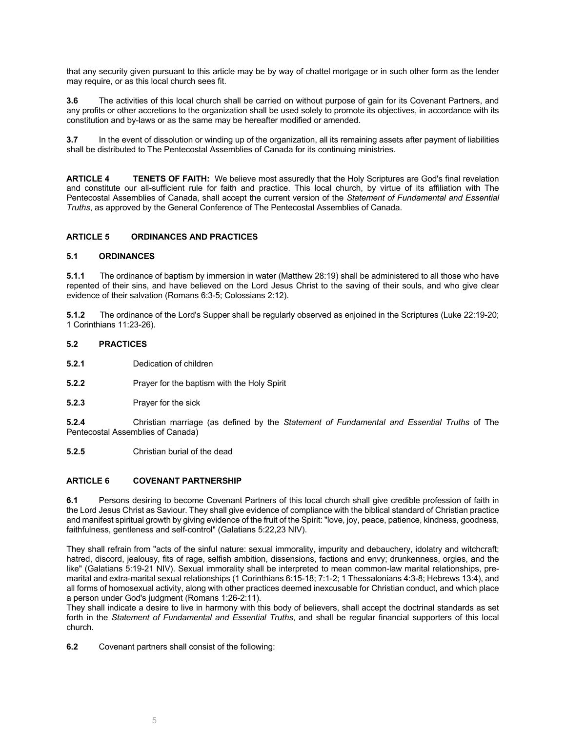that any security given pursuant to this article may be by way of chattel mortgage or in such other form as the lender may require, or as this local church sees fit.

**3.6** The activities of this local church shall be carried on without purpose of gain for its Covenant Partners, and any profits or other accretions to the organization shall be used solely to promote its objectives, in accordance with its constitution and by-laws or as the same may be hereafter modified or amended.

**3.7** In the event of dissolution or winding up of the organization, all its remaining assets after payment of liabilities shall be distributed to The Pentecostal Assemblies of Canada for its continuing ministries.

**ARTICLE 4 TENETS OF FAITH:** We believe most assuredly that the Holy Scriptures are God's final revelation and constitute our all-sufficient rule for faith and practice. This local church, by virtue of its affiliation with The Pentecostal Assemblies of Canada, shall accept the current version of the *Statement of Fundamental and Essential Truths*, as approved by the General Conference of The Pentecostal Assemblies of Canada.

## ARTICLE 5 ORDINANCES AND PRACTICES

### 5.1 ORDINANCES

**5.1.1** The ordinance of baptism by immersion in water (Matthew 28:19) shall be administered to all those who have repented of their sins, and have believed on the Lord Jesus Christ to the saving of their souls, and who give clear evidence of their salvation (Romans 6:3-5; Colossians 2:12).

**5.1.2** The ordinance of the Lord's Supper shall be regularly observed as enjoined in the Scriptures (Luke 22:19-20; 1 Corinthians 11:23-26).

### 5.2 PRACTICES

**5.2.1** Dedication of children

**5.2.2** Prayer for the baptism with the Holy Spirit

**5.2.3** Prayer for the sick

**5.2.4** Christian marriage (as defined by the *Statement of Fundamental and Essential Truths* of The Pentecostal Assemblies of Canada)

**5.2.5** Christian burial of the dead

## ARTICLE 6 COVENANT PARTNERSHIP

**6.1** Persons desiring to become Covenant Partners of this local church shall give credible profession of faith in the Lord Jesus Christ as Saviour. They shall give evidence of compliance with the biblical standard of Christian practice and manifest spiritual growth by giving evidence of the fruit of the Spirit: "love, joy, peace, patience, kindness, goodness, faithfulness, gentleness and self-control" (Galatians 5:22,23 NIV).

They shall refrain from "acts of the sinful nature: sexual immorality, impurity and debauchery, idolatry and witchcraft; hatred, discord, jealousy, fits of rage, selfish ambition, dissensions, factions and envy; drunkenness, orgies, and the like" (Galatians 5:19-21 NIV). Sexual immorality shall be interpreted to mean common-law marital relationships, pre-marital and extra-marital sexual relationships (1 Corinthians 6:15-18; 7:1-2; 1 Thessalonians 4:3-8; Hebrews 13:4), and all forms of homosexual activity, along with other practices deemed inexcusable for Christian conduct, and which place a person under God's judgment (Romans 1:26-2:11).

They shall indicate a desire to live in harmony with this body of believers, shall accept the doctrinal standards as set forth in the *Statement of Fundamental and Essential Truths*, and shall be regular financial supporters of this local church.

**6.2** Covenant partners shall consist of the following: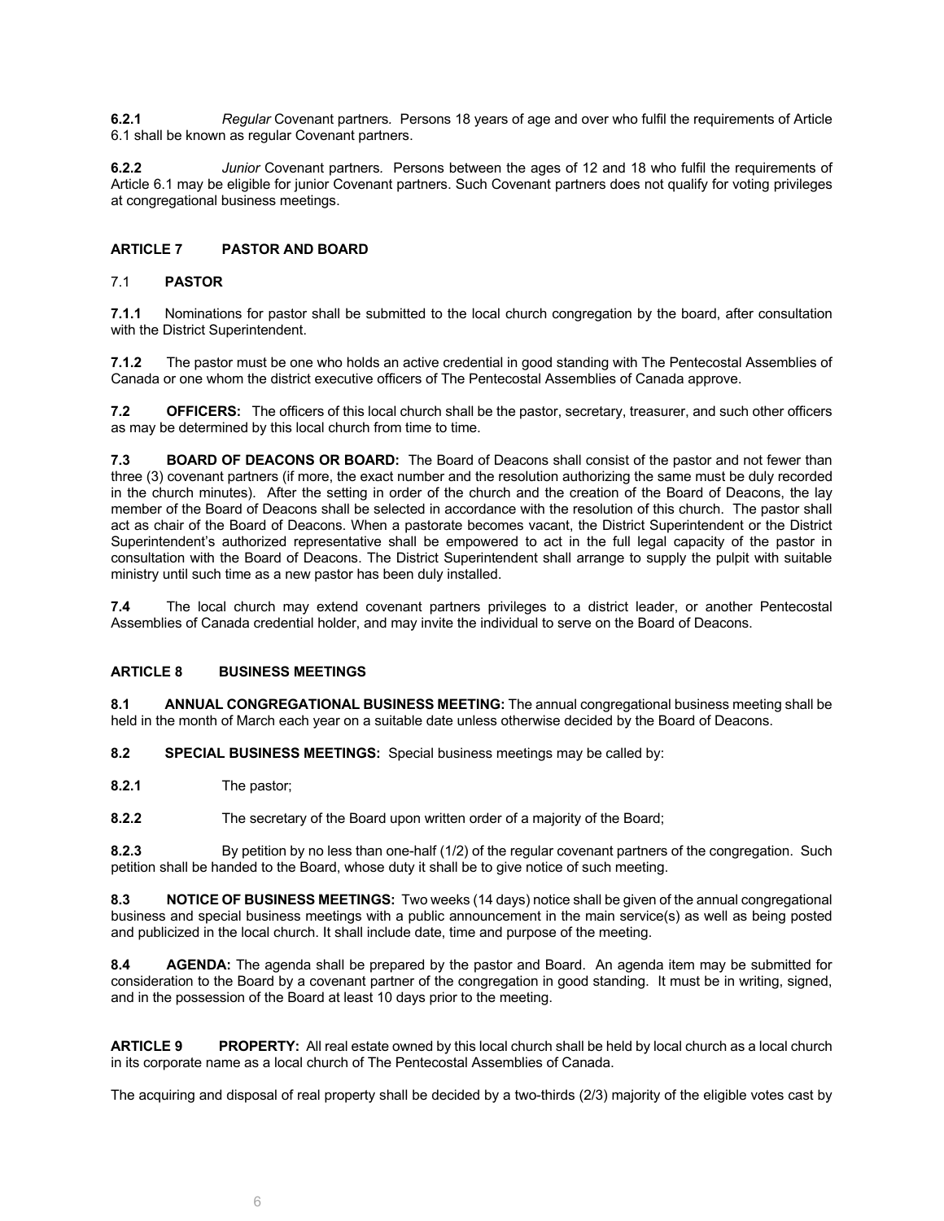**6.2.1** *Regular* Covenant partners. Persons 18 years of age and over who fulfil the requirements of Article 6.1 shall be known as regular Covenant partners.

**6.2.2** *Junior* Covenant partners. Persons between the ages of 12 and 18 who fulfil the requirements of Article 6.1 may be eligible for junior Covenant partners. Such Covenant partners does not qualify for voting privileges at congregational business meetings.

## ARTICLE 7 PASTOR AND BOARD

### 7.1 PASTOR

**7.1.1** Nominations for pastor shall be submitted to the local church congregation by the board, after consultation with the District Superintendent.

**7.1.2** The pastor must be one who holds an active credential in good standing with The Pentecostal Assemblies of Canada or one whom the district executive officers of The Pentecostal Assemblies of Canada approve.

**7.2 OFFICERS:** The officers of this local church shall be the pastor, secretary, treasurer, and such other officers as may be determined by this local church from time to time.

**7.3 BOARD OF DEACONS OR BOARD:** The Board of Deacons shall consist of the pastor and not fewer than three (3) covenant partners (if more, the exact number and the resolution authorizing the same must be duly recorded in the church minutes). After the setting in order of the church and the creation of the Board of Deacons, the lay member of the Board of Deacons shall be selected in accordance with the resolution of this church. The pastor shall act as chair of the Board of Deacons. When a pastorate becomes vacant, the District Superintendent or the District Superintendent's authorized representative shall be empowered to act in the full legal capacity of the pastor in consultation with the Board of Deacons. The District Superintendent shall arrange to supply the pulpit with suitable ministry until such time as a new pastor has been duly installed.

**7.4** The local church may extend covenant partners privileges to a district leader, or another Pentecostal Assemblies of Canada credential holder, and may invite the individual to serve on the Board of Deacons.

## ARTICLE 8 BUSINESS MEETINGS

**8.1 ANNUAL CONGREGATIONAL BUSINESS MEETING:** The annual congregational business meeting shall be held in the month of March each year on a suitable date unless otherwise decided by the Board of Deacons.

**8.2 SPECIAL BUSINESS MEETINGS:** Special business meetings may be called by:

**8.2.1** The pastor;

**8.2.2** The secretary of the Board upon written order of a majority of the Board;

**8.2.3** By petition by no less than one-half (1/2) of the regular covenant partners of the congregation. Such petition shall be handed to the Board, whose duty it shall be to give notice of such meeting.

**8.3 NOTICE OF BUSINESS MEETINGS:** Two weeks (14 days) notice shall be given of the annual congregational business and special business meetings with a public announcement in the main service(s) as well as being posted and publicized in the local church. It shall include date, time and purpose of the meeting.

**8.4 AGENDA:** The agenda shall be prepared by the pastor and Board. An agenda item may be submitted for consideration to the Board by a covenant partner of the congregation in good standing. It must be in writing, signed, and in the possession of the Board at least 10 days prior to the meeting.

**ARTICLE 9 PROPERTY:** All real estate owned by this local church shall be held by local church as a local church in its corporate name as a local church of The Pentecostal Assemblies of Canada.

The acquiring and disposal of real property shall be decided by a two-thirds (2/3) majority of the eligible votes cast by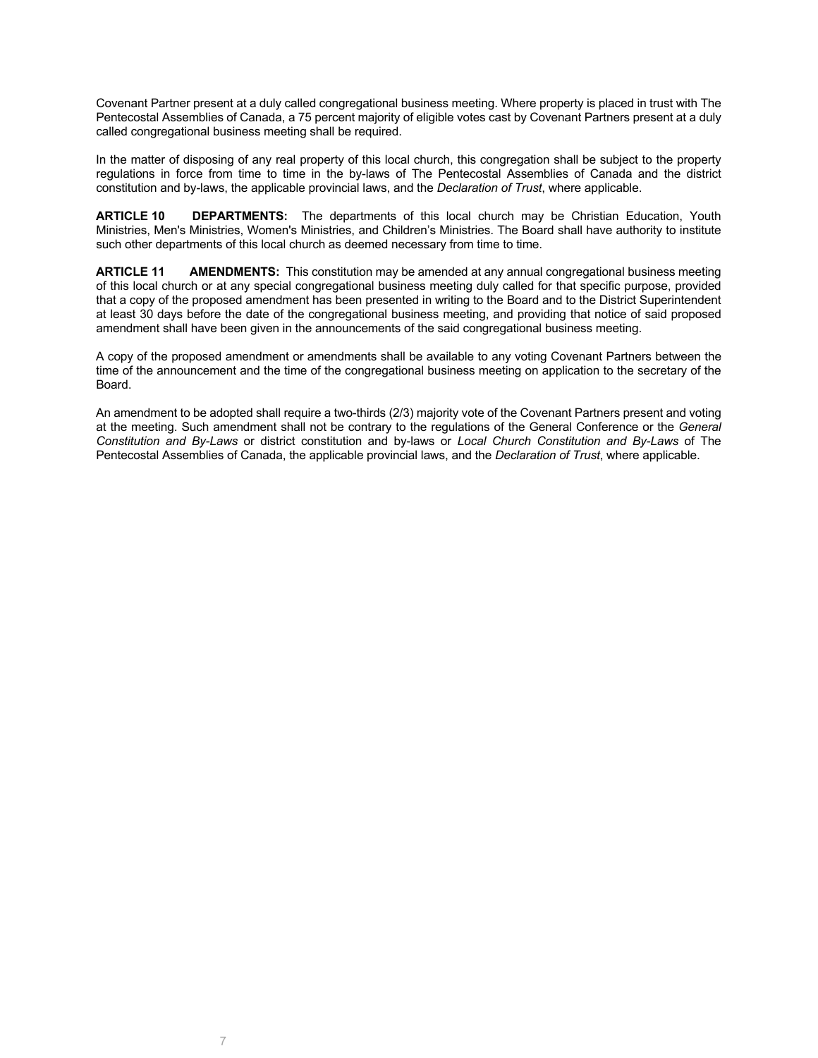Covenant Partner present at a duly called congregational business meeting. Where property is placed in trust with The Pentecostal Assemblies of Canada, a 75 percent majority of eligible votes cast by Covenant Partners present at a duly called congregational business meeting shall be required.

In the matter of disposing of any real property of this local church, this congregation shall be subject to the property regulations in force from time to time in the by-laws of The Pentecostal Assemblies of Canada and the district constitution and by-laws, the applicable provincial laws, and the *Declaration of Trust*, where applicable.

**ARTICLE 10 DEPARTMENTS:** The departments of this local church may be Christian Education, Youth Ministries, Men's Ministries, Women's Ministries, and Children's Ministries. The Board shall have authority to institute such other departments of this local church as deemed necessary from time to time.

**ARTICLE 11 AMENDMENTS:** This constitution may be amended at any annual congregational business meeting of this local church or at any special congregational business meeting duly called for that specific purpose, provided that a copy of the proposed amendment has been presented in writing to the Board and to the District Superintendent at least 30 days before the date of the congregational business meeting, and providing that notice of said proposed amendment shall have been given in the announcements of the said congregational business meeting.

A copy of the proposed amendment or amendments shall be available to any voting Covenant Partners between the time of the announcement and the time of the congregational business meeting on application to the secretary of the Board.

An amendment to be adopted shall require a two-thirds (2/3) majority vote of the Covenant Partners present and voting at the meeting. Such amendment shall not be contrary to the regulations of the General Conference or the *General Constitution and By-Laws* or district constitution and by-laws or *Local Church Constitution and By-Laws* of The Pentecostal Assemblies of Canada, the applicable provincial laws, and the *Declaration of Trust*, where applicable.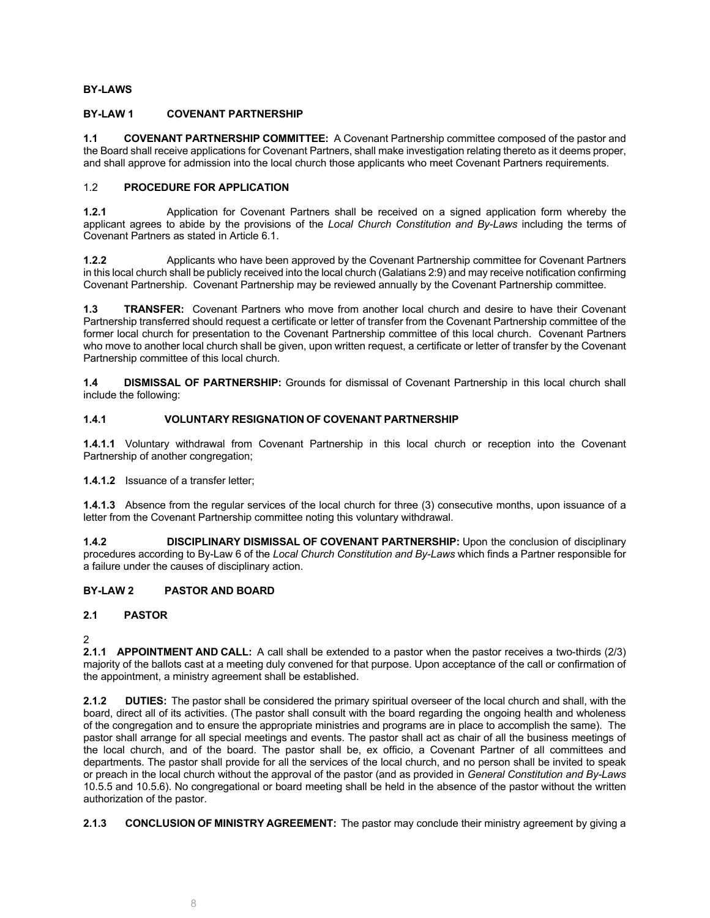**BY-LAWS**

**BY-LAW 1 COVENANT PARTNERSHIP**

**1.1 COVENANT PARTNERSHIP COMMITTEE:** A Covenant Partnership committee composed of the pastor and the Board shall receive applications for Covenant Partners, shall make investigation relating thereto as it deems proper, and shall approve for admission into the local church those applicants who meet Covenant Partners requirements.

1.2 **PROCEDURE FOR APPLICATION**

**1.2.1** Application for Covenant Partners shall be received on a signed application form whereby the applicant agrees to abide by the provisions of the *Local Church Constitution and By-Laws* including the terms of Covenant Partners as stated in Article 6.1.

**1.2.2** Applicants who have been approved by the Covenant Partnership committee for Covenant Partners in this local church shall be publicly received into the local church (Galatians 2:9) and may receive notification confirming Covenant Partnership. Covenant Partnership may be reviewed annually by the Covenant Partnership committee.

**1.3 TRANSFER:** Covenant Partners who move from another local church and desire to have their Covenant Partnership transferred should request a certificate or letter of transfer from the Covenant Partnership committee of the former local church for presentation to the Covenant Partnership committee of this local church. Covenant Partners who move to another local church shall be given, upon written request, a certificate or letter of transfer by the Covenant Partnership committee of this local church.

**1.4 DISMISSAL OF PARTNERSHIP:** Grounds for dismissal of Covenant Partnership in this local church shall include the following:

**1.4.1 VOLUNTARY RESIGNATION OF COVENANT PARTNERSHIP**

**1.4.1.1** Voluntary withdrawal from Covenant Partnership in this local church or reception into the Covenant Partnership of another congregation;

**1.4.1.2** Issuance of a transfer letter;

**1.4.1.3** Absence from the regular services of the local church for three (3) consecutive months, upon issuance of a letter from the Covenant Partnership committee noting this voluntary withdrawal.

**1.4.2 DISCIPLINARY DISMISSAL OF COVENANT PARTNERSHIP:** Upon the conclusion of disciplinary procedures according to By-Law 6 of the *Local Church Constitution and By-Laws* which finds a Partner responsible for a failure under the causes of disciplinary action.

**BY-LAW 2 PASTOR AND BOARD**

**2.1 PASTOR**

2

**2.1.1 APPOINTMENT AND CALL:** A call shall be extended to a pastor when the pastor receives a two-thirds (2/3) majority of the ballots cast at a meeting duly convened for that purpose. Upon acceptance of the call or confirmation of the appointment, a ministry agreement shall be established.

**2.1.2 DUTIES:** The pastor shall be considered the primary spiritual overseer of the local church and shall, with the board, direct all of its activities. (The pastor shall consult with the board regarding the ongoing health and wholeness of the congregation and to ensure the appropriate ministries and programs are in place to accomplish the same). The pastor shall arrange for all special meetings and events. The pastor shall act as chair of all the business meetings of the local church, and of the board. The pastor shall be, ex officio, a Covenant Partner of all committees and departments. The pastor shall provide for all the services of the local church, and no person shall be invited to speak or preach in the local church without the approval of the pastor (and as provided in *General Constitution and By-Laws* 10.5.5 and 10.5.6). No congregational or board meeting shall be held in the absence of the pastor without the written authorization of the pastor.

**2.1.3 CONCLUSION OF MINISTRY AGREEMENT:** The pastor may conclude their ministry agreement by giving a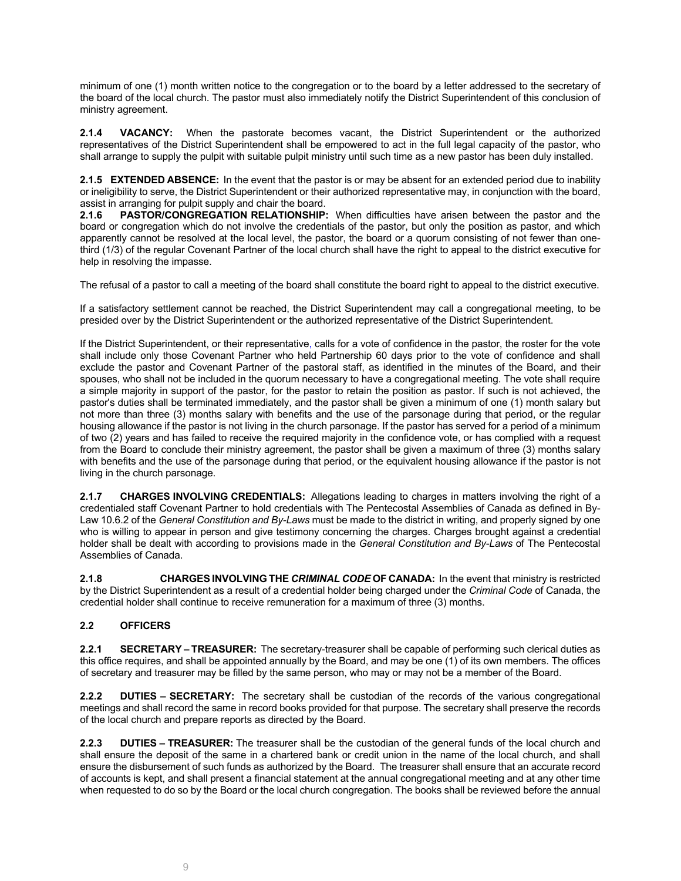minimum of one (1) month written notice to the congregation or to the board by a letter addressed to the secretary of the board of the local church. The pastor must also immediately notify the District Superintendent of this conclusion of ministry agreement.

**2.1.4 VACANCY:** When the pastorate becomes vacant, the District Superintendent or the authorized representatives of the District Superintendent shall be empowered to act in the full legal capacity of the pastor, who shall arrange to supply the pulpit with suitable pulpit ministry until such time as a new pastor has been duly installed.

**2.1.5 EXTENDED ABSENCE:** In the event that the pastor is or may be absent for an extended period due to inability or ineligibility to serve, the District Superintendent or their authorized representative may, in conjunction with the board, assist in arranging for pulpit supply and chair the board.

**2.1.6 PASTOR/CONGREGATION RELATIONSHIP:** When difficulties have arisen between the pastor and the board or congregation which do not involve the credentials of the pastor, but only the position as pastor, and which apparently cannot be resolved at the local level, the pastor, the board or a quorum consisting of not fewer than one-third (1/3) of the regular Covenant Partner of the local church shall have the right to appeal to the district executive for help in resolving the impasse.

The refusal of a pastor to call a meeting of the board shall constitute the board right to appeal to the district executive.

If a satisfactory settlement cannot be reached, the District Superintendent may call a congregational meeting, to be presided over by the District Superintendent or the authorized representative of the District Superintendent.

If the District Superintendent, or their representative, calls for a vote of confidence in the pastor, the roster for the vote shall include only those Covenant Partner who held Partnership 60 days prior to the vote of confidence and shall exclude the pastor and Covenant Partner of the pastoral staff, as identified in the minutes of the Board, and their spouses, who shall not be included in the quorum necessary to have a congregational meeting. The vote shall require a simple majority in support of the pastor, for the pastor to retain the position as pastor. If such is not achieved, the pastor's duties shall be terminated immediately, and the pastor shall be given a minimum of one (1) month salary but not more than three (3) months salary with benefits and the use of the parsonage during that period, or the regular housing allowance if the pastor is not living in the church parsonage. If the pastor has served for a period of a minimum of two (2) years and has failed to receive the required majority in the confidence vote, or has complied with a request from the Board to conclude their ministry agreement, the pastor shall be given a maximum of three (3) months salary with benefits and the use of the parsonage during that period, or the equivalent housing allowance if the pastor is not living in the church parsonage.

**2.1.7 CHARGES INVOLVING CREDENTIALS:** Allegations leading to charges in matters involving the right of a credentialed staff Covenant Partner to hold credentials with The Pentecostal Assemblies of Canada as defined in By-Law 10.6.2 of the *General Constitution and By-Laws* must be made to the district in writing, and properly signed by one who is willing to appear in person and give testimony concerning the charges. Charges brought against a credential holder shall be dealt with according to provisions made in the *General Constitution and By-Laws* of The Pentecostal Assemblies of Canada.

**2.1.8 CHARGES INVOLVING THE *CRIMINAL CODE* OF CANADA:** In the event that ministry is restricted by the District Superintendent as a result of a credential holder being charged under the *Criminal Code* of Canada, the credential holder shall continue to receive remuneration for a maximum of three (3) months.

### 2.2 OFFICERS

**2.2.1 SECRETARY – TREASURER:** The secretary-treasurer shall be capable of performing such clerical duties as this office requires, and shall be appointed annually by the Board, and may be one (1) of its own members. The offices of secretary and treasurer may be filled by the same person, who may or may not be a member of the Board.

**2.2.2 DUTIES – SECRETARY:** The secretary shall be custodian of the records of the various congregational meetings and shall record the same in record books provided for that purpose. The secretary shall preserve the records of the local church and prepare reports as directed by the Board.

**2.2.3 DUTIES – TREASURER:** The treasurer shall be the custodian of the general funds of the local church and shall ensure the deposit of the same in a chartered bank or credit union in the name of the local church, and shall ensure the disbursement of such funds as authorized by the Board. The treasurer shall ensure that an accurate record of accounts is kept, and shall present a financial statement at the annual congregational meeting and at any other time when requested to do so by the Board or the local church congregation. The books shall be reviewed before the annual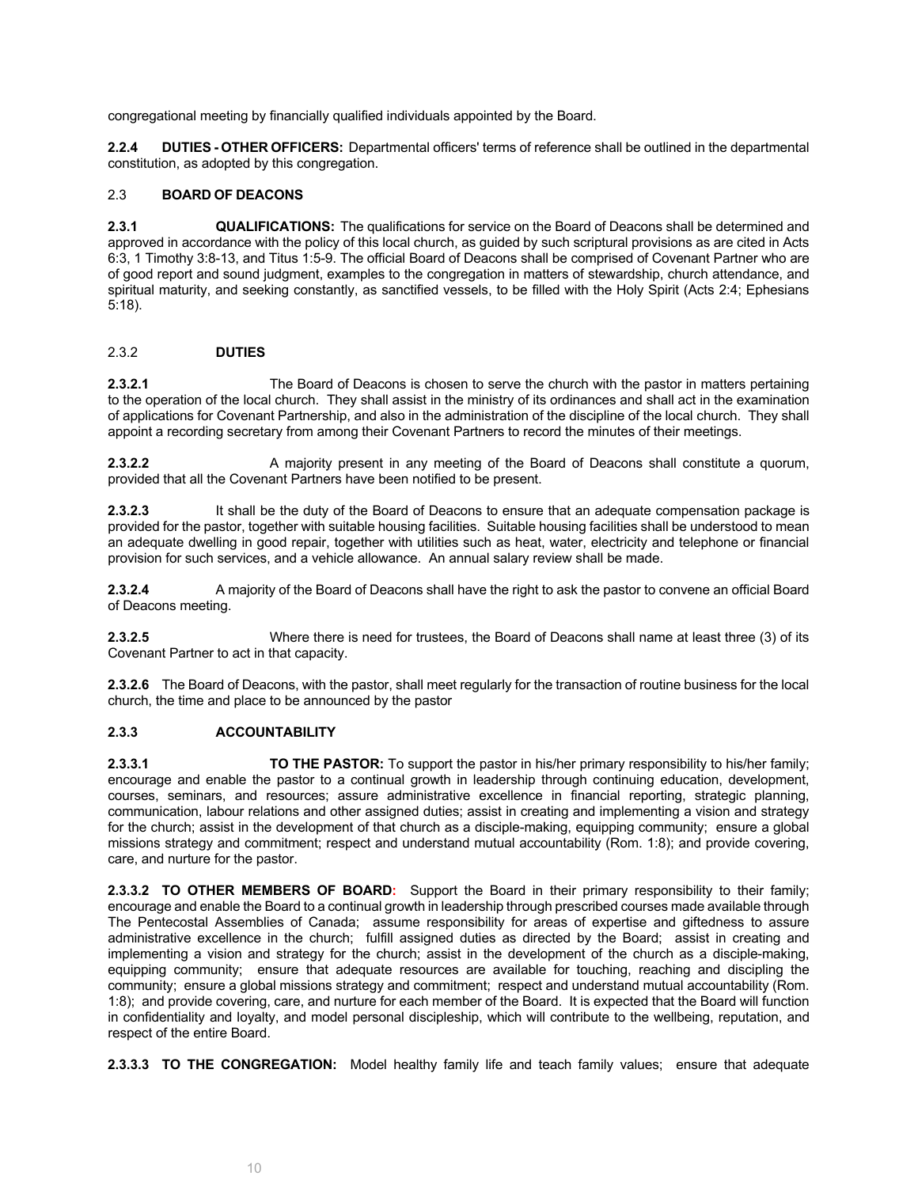congregational meeting by financially qualified individuals appointed by the Board.

**2.2.4 DUTIES - OTHER OFFICERS:** Departmental officers' terms of reference shall be outlined in the departmental constitution, as adopted by this congregation.

## 2.3 BOARD OF DEACONS

**2.3.1 QUALIFICATIONS:** The qualifications for service on the Board of Deacons shall be determined and approved in accordance with the policy of this local church, as guided by such scriptural provisions as are cited in Acts 6:3, 1 Timothy 3:8-13, and Titus 1:5-9. The official Board of Deacons shall be comprised of Covenant Partner who are of good report and sound judgment, examples to the congregation in matters of stewardship, church attendance, and spiritual maturity, and seeking constantly, as sanctified vessels, to be filled with the Holy Spirit (Acts 2:4; Ephesians 5:18).

### 2.3.2 DUTIES

**2.3.2.1** The Board of Deacons is chosen to serve the church with the pastor in matters pertaining to the operation of the local church. They shall assist in the ministry of its ordinances and shall act in the examination of applications for Covenant Partnership, and also in the administration of the discipline of the local church. They shall appoint a recording secretary from among their Covenant Partners to record the minutes of their meetings.

**2.3.2.2** A majority present in any meeting of the Board of Deacons shall constitute a quorum, provided that all the Covenant Partners have been notified to be present.

**2.3.2.3** It shall be the duty of the Board of Deacons to ensure that an adequate compensation package is provided for the pastor, together with suitable housing facilities. Suitable housing facilities shall be understood to mean an adequate dwelling in good repair, together with utilities such as heat, water, electricity and telephone or financial provision for such services, and a vehicle allowance. An annual salary review shall be made.

**2.3.2.4** A majority of the Board of Deacons shall have the right to ask the pastor to convene an official Board of Deacons meeting.

**2.3.2.5** Where there is need for trustees, the Board of Deacons shall name at least three (3) of its Covenant Partner to act in that capacity.

**2.3.2.6** The Board of Deacons, with the pastor, shall meet regularly for the transaction of routine business for the local church, the time and place to be announced by the pastor

### 2.3.3 ACCOUNTABILITY

**2.3.3.1 TO THE PASTOR:** To support the pastor in his/her primary responsibility to his/her family; encourage and enable the pastor to a continual growth in leadership through continuing education, development, courses, seminars, and resources; assure administrative excellence in financial reporting, strategic planning, communication, labour relations and other assigned duties; assist in creating and implementing a vision and strategy for the church; assist in the development of that church as a disciple-making, equipping community; ensure a global missions strategy and commitment; respect and understand mutual accountability (Rom. 1:8); and provide covering, care, and nurture for the pastor.

**2.3.3.2 TO OTHER MEMBERS OF BOARD:** Support the Board in their primary responsibility to their family; encourage and enable the Board to a continual growth in leadership through prescribed courses made available through The Pentecostal Assemblies of Canada; assume responsibility for areas of expertise and giftedness to assure administrative excellence in the church; fulfill assigned duties as directed by the Board; assist in creating and implementing a vision and strategy for the church; assist in the development of the church as a disciple-making, equipping community; ensure that adequate resources are available for touching, reaching and discipling the community; ensure a global missions strategy and commitment; respect and understand mutual accountability (Rom. 1:8); and provide covering, care, and nurture for each member of the Board. It is expected that the Board will function in confidentiality and loyalty, and model personal discipleship, which will contribute to the wellbeing, reputation, and respect of the entire Board.

**2.3.3.3 TO THE CONGREGATION:** Model healthy family life and teach family values; ensure that adequate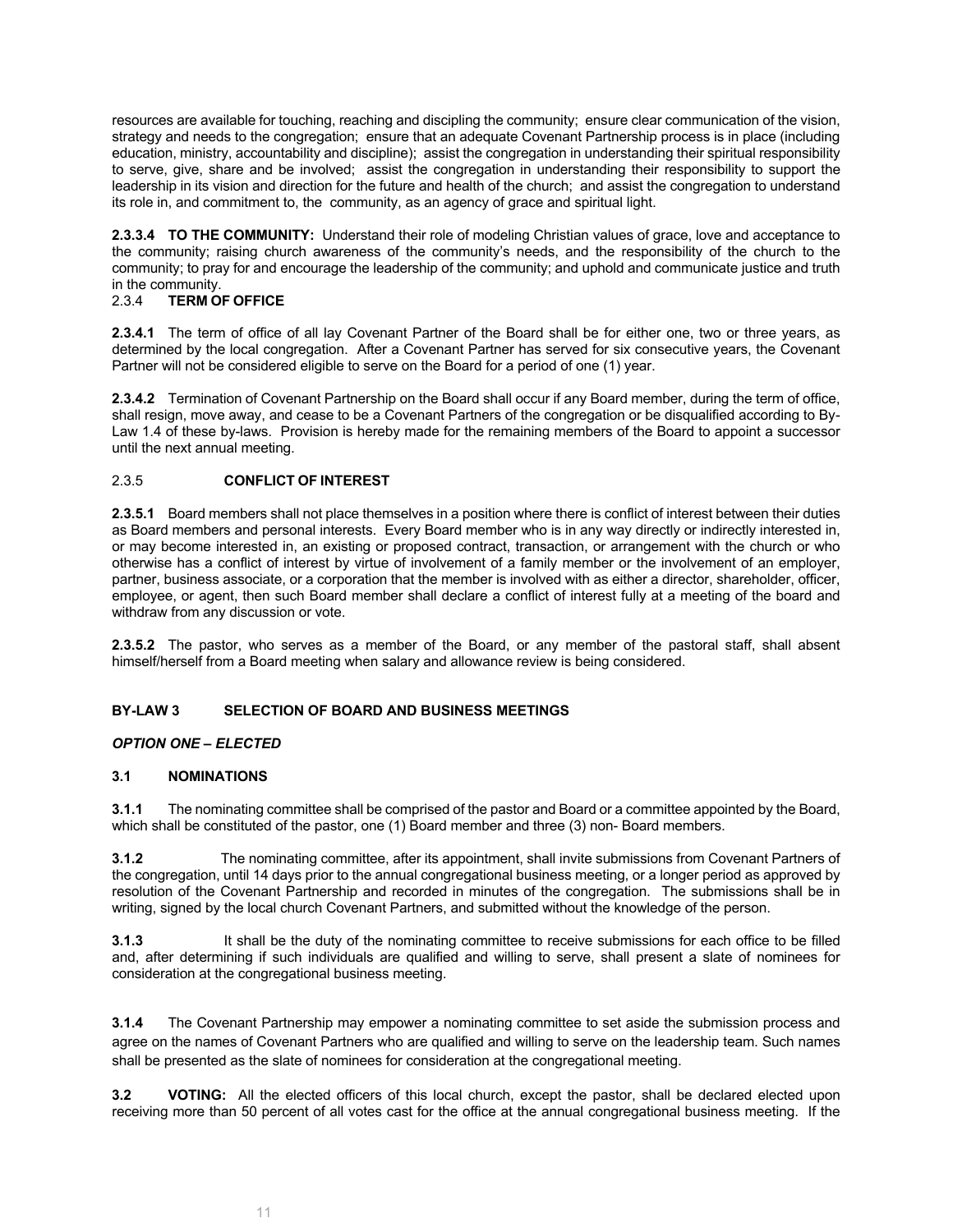resources are available for touching, reaching and discipling the community; ensure clear communication of the vision, strategy and needs to the congregation; ensure that an adequate Covenant Partnership process is in place (including education, ministry, accountability and discipline); assist the congregation in understanding their spiritual responsibility to serve, give, share and be involved; assist the congregation in understanding their responsibility to support the leadership in its vision and direction for the future and health of the church; and assist the congregation to understand its role in, and commitment to, the community, as an agency of grace and spiritual light.

**2.3.3.4 TO THE COMMUNITY:** Understand their role of modeling Christian values of grace, love and acceptance to the community; raising church awareness of the community's needs, and the responsibility of the church to the community; to pray for and encourage the leadership of the community; and uphold and communicate justice and truth in the community.

2.3.4 **TERM OF OFFICE**

**2.3.4.1** The term of office of all lay Covenant Partner of the Board shall be for either one, two or three years, as determined by the local congregation. After a Covenant Partner has served for six consecutive years, the Covenant Partner will not be considered eligible to serve on the Board for a period of one (1) year.

**2.3.4.2** Termination of Covenant Partnership on the Board shall occur if any Board member, during the term of office, shall resign, move away, and cease to be a Covenant Partners of the congregation or be disqualified according to By-Law 1.4 of these by-laws. Provision is hereby made for the remaining members of the Board to appoint a successor until the next annual meeting.

2.3.5 **CONFLICT OF INTEREST**

**2.3.5.1** Board members shall not place themselves in a position where there is conflict of interest between their duties as Board members and personal interests. Every Board member who is in any way directly or indirectly interested in, or may become interested in, an existing or proposed contract, transaction, or arrangement with the church or who otherwise has a conflict of interest by virtue of involvement of a family member or the involvement of an employer, partner, business associate, or a corporation that the member is involved with as either a director, shareholder, officer, employee, or agent, then such Board member shall declare a conflict of interest fully at a meeting of the board and withdraw from any discussion or vote.

**2.3.5.2** The pastor, who serves as a member of the Board, or any member of the pastoral staff, shall absent himself/herself from a Board meeting when salary and allowance review is being considered.

## BY-LAW 3 SELECTION OF BOARD AND BUSINESS MEETINGS

***OPTION ONE – ELECTED***

### 3.1 NOMINATIONS

**3.1.1** The nominating committee shall be comprised of the pastor and Board or a committee appointed by the Board, which shall be constituted of the pastor, one (1) Board member and three (3) non- Board members.

**3.1.2** The nominating committee, after its appointment, shall invite submissions from Covenant Partners of the congregation, until 14 days prior to the annual congregational business meeting, or a longer period as approved by resolution of the Covenant Partnership and recorded in minutes of the congregation. The submissions shall be in writing, signed by the local church Covenant Partners, and submitted without the knowledge of the person.

**3.1.3** It shall be the duty of the nominating committee to receive submissions for each office to be filled and, after determining if such individuals are qualified and willing to serve, shall present a slate of nominees for consideration at the congregational business meeting.

**3.1.4** The Covenant Partnership may empower a nominating committee to set aside the submission process and agree on the names of Covenant Partners who are qualified and willing to serve on the leadership team. Such names shall be presented as the slate of nominees for consideration at the congregational meeting.

**3.2 VOTING:** All the elected officers of this local church, except the pastor, shall be declared elected upon receiving more than 50 percent of all votes cast for the office at the annual congregational business meeting. If the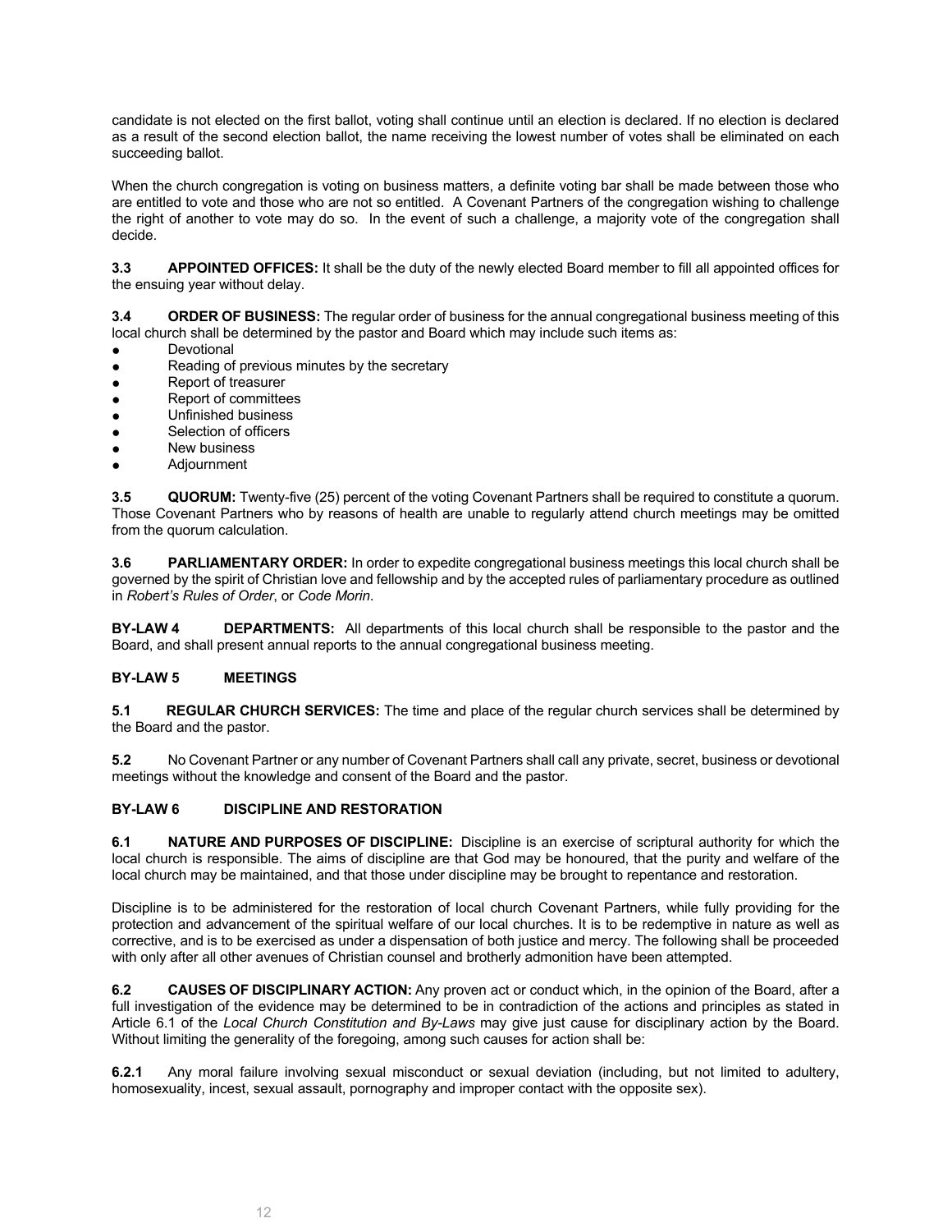candidate is not elected on the first ballot, voting shall continue until an election is declared. If no election is declared as a result of the second election ballot, the name receiving the lowest number of votes shall be eliminated on each succeeding ballot.

When the church congregation is voting on business matters, a definite voting bar shall be made between those who are entitled to vote and those who are not so entitled. A Covenant Partners of the congregation wishing to challenge the right of another to vote may do so. In the event of such a challenge, a majority vote of the congregation shall decide.

**3.3 APPOINTED OFFICES:** It shall be the duty of the newly elected Board member to fill all appointed offices for the ensuing year without delay.

**3.4 ORDER OF BUSINESS:** The regular order of business for the annual congregational business meeting of this local church shall be determined by the pastor and Board which may include such items as:

- Devotional
- Reading of previous minutes by the secretary
- Report of treasurer
- Report of committees
- Unfinished business
- Selection of officers
- New business
- Adjournment

**3.5 QUORUM:** Twenty-five (25) percent of the voting Covenant Partners shall be required to constitute a quorum. Those Covenant Partners who by reasons of health are unable to regularly attend church meetings may be omitted from the quorum calculation.

**3.6 PARLIAMENTARY ORDER:** In order to expedite congregational business meetings this local church shall be governed by the spirit of Christian love and fellowship and by the accepted rules of parliamentary procedure as outlined in *Robert's Rules of Order*, or *Code Morin*.

**BY-LAW 4 DEPARTMENTS:** All departments of this local church shall be responsible to the pastor and the Board, and shall present annual reports to the annual congregational business meeting.

**BY-LAW 5 MEETINGS**

**5.1 REGULAR CHURCH SERVICES:** The time and place of the regular church services shall be determined by the Board and the pastor.

**5.2** No Covenant Partner or any number of Covenant Partners shall call any private, secret, business or devotional meetings without the knowledge and consent of the Board and the pastor.

**BY-LAW 6 DISCIPLINE AND RESTORATION**

**6.1 NATURE AND PURPOSES OF DISCIPLINE:** Discipline is an exercise of scriptural authority for which the local church is responsible. The aims of discipline are that God may be honoured, that the purity and welfare of the local church may be maintained, and that those under discipline may be brought to repentance and restoration.

Discipline is to be administered for the restoration of local church Covenant Partners, while fully providing for the protection and advancement of the spiritual welfare of our local churches. It is to be redemptive in nature as well as corrective, and is to be exercised as under a dispensation of both justice and mercy. The following shall be proceeded with only after all other avenues of Christian counsel and brotherly admonition have been attempted.

**6.2 CAUSES OF DISCIPLINARY ACTION:** Any proven act or conduct which, in the opinion of the Board, after a full investigation of the evidence may be determined to be in contradiction of the actions and principles as stated in Article 6.1 of the *Local Church Constitution and By-Laws* may give just cause for disciplinary action by the Board. Without limiting the generality of the foregoing, among such causes for action shall be:

**6.2.1** Any moral failure involving sexual misconduct or sexual deviation (including, but not limited to adultery, homosexuality, incest, sexual assault, pornography and improper contact with the opposite sex).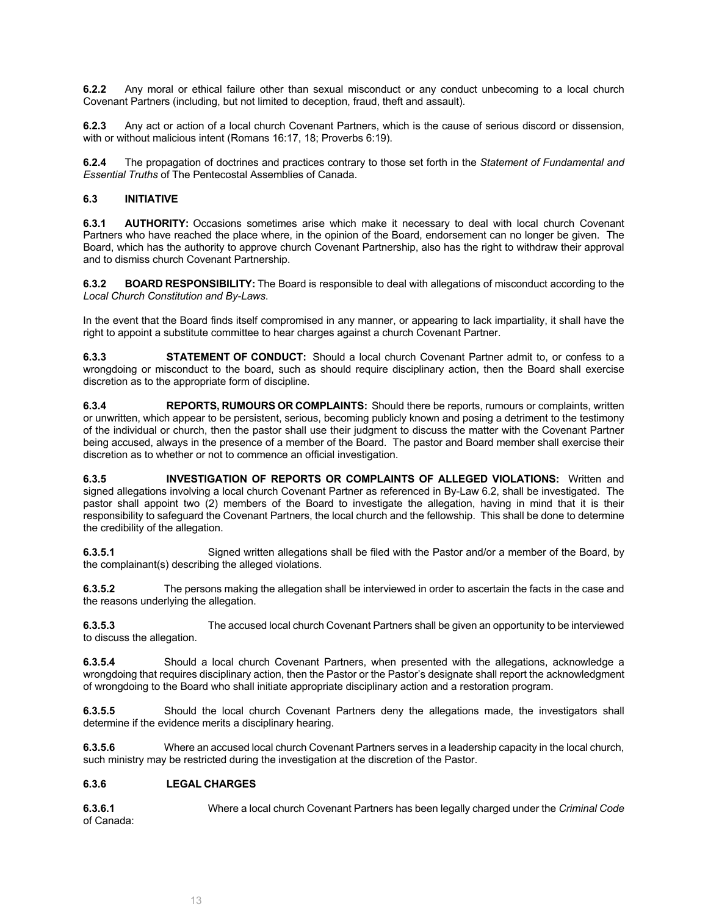**6.2.2** Any moral or ethical failure other than sexual misconduct or any conduct unbecoming to a local church Covenant Partners (including, but not limited to deception, fraud, theft and assault).

**6.2.3** Any act or action of a local church Covenant Partners, which is the cause of serious discord or dissension, with or without malicious intent (Romans 16:17, 18; Proverbs 6:19).

**6.2.4** The propagation of doctrines and practices contrary to those set forth in the *Statement of Fundamental and Essential Truths* of The Pentecostal Assemblies of Canada.

### 6.3 INITIATIVE

**6.3.1 AUTHORITY:** Occasions sometimes arise which make it necessary to deal with local church Covenant Partners who have reached the place where, in the opinion of the Board, endorsement can no longer be given. The Board, which has the authority to approve church Covenant Partnership, also has the right to withdraw their approval and to dismiss church Covenant Partnership.

**6.3.2 BOARD RESPONSIBILITY:** The Board is responsible to deal with allegations of misconduct according to the *Local Church Constitution and By-Laws*.

In the event that the Board finds itself compromised in any manner, or appearing to lack impartiality, it shall have the right to appoint a substitute committee to hear charges against a church Covenant Partner.

**6.3.3 STATEMENT OF CONDUCT:** Should a local church Covenant Partner admit to, or confess to a wrongdoing or misconduct to the board, such as should require disciplinary action, then the Board shall exercise discretion as to the appropriate form of discipline.

**6.3.4 REPORTS, RUMOURS OR COMPLAINTS:** Should there be reports, rumours or complaints, written or unwritten, which appear to be persistent, serious, becoming publicly known and posing a detriment to the testimony of the individual or church, then the pastor shall use their judgment to discuss the matter with the Covenant Partner being accused, always in the presence of a member of the Board. The pastor and Board member shall exercise their discretion as to whether or not to commence an official investigation.

**6.3.5 INVESTIGATION OF REPORTS OR COMPLAINTS OF ALLEGED VIOLATIONS:** Written and signed allegations involving a local church Covenant Partner as referenced in By-Law 6.2, shall be investigated. The pastor shall appoint two (2) members of the Board to investigate the allegation, having in mind that it is their responsibility to safeguard the Covenant Partners, the local church and the fellowship. This shall be done to determine the credibility of the allegation.

**6.3.5.1** Signed written allegations shall be filed with the Pastor and/or a member of the Board, by the complainant(s) describing the alleged violations.

**6.3.5.2** The persons making the allegation shall be interviewed in order to ascertain the facts in the case and the reasons underlying the allegation.

**6.3.5.3** The accused local church Covenant Partners shall be given an opportunity to be interviewed to discuss the allegation.

**6.3.5.4** Should a local church Covenant Partners, when presented with the allegations, acknowledge a wrongdoing that requires disciplinary action, then the Pastor or the Pastor's designate shall report the acknowledgment of wrongdoing to the Board who shall initiate appropriate disciplinary action and a restoration program.

**6.3.5.5** Should the local church Covenant Partners deny the allegations made, the investigators shall determine if the evidence merits a disciplinary hearing.

**6.3.5.6** Where an accused local church Covenant Partners serves in a leadership capacity in the local church, such ministry may be restricted during the investigation at the discretion of the Pastor.

### 6.3.6 LEGAL CHARGES

**6.3.6.1** Where a local church Covenant Partners has been legally charged under the *Criminal Code* of Canada: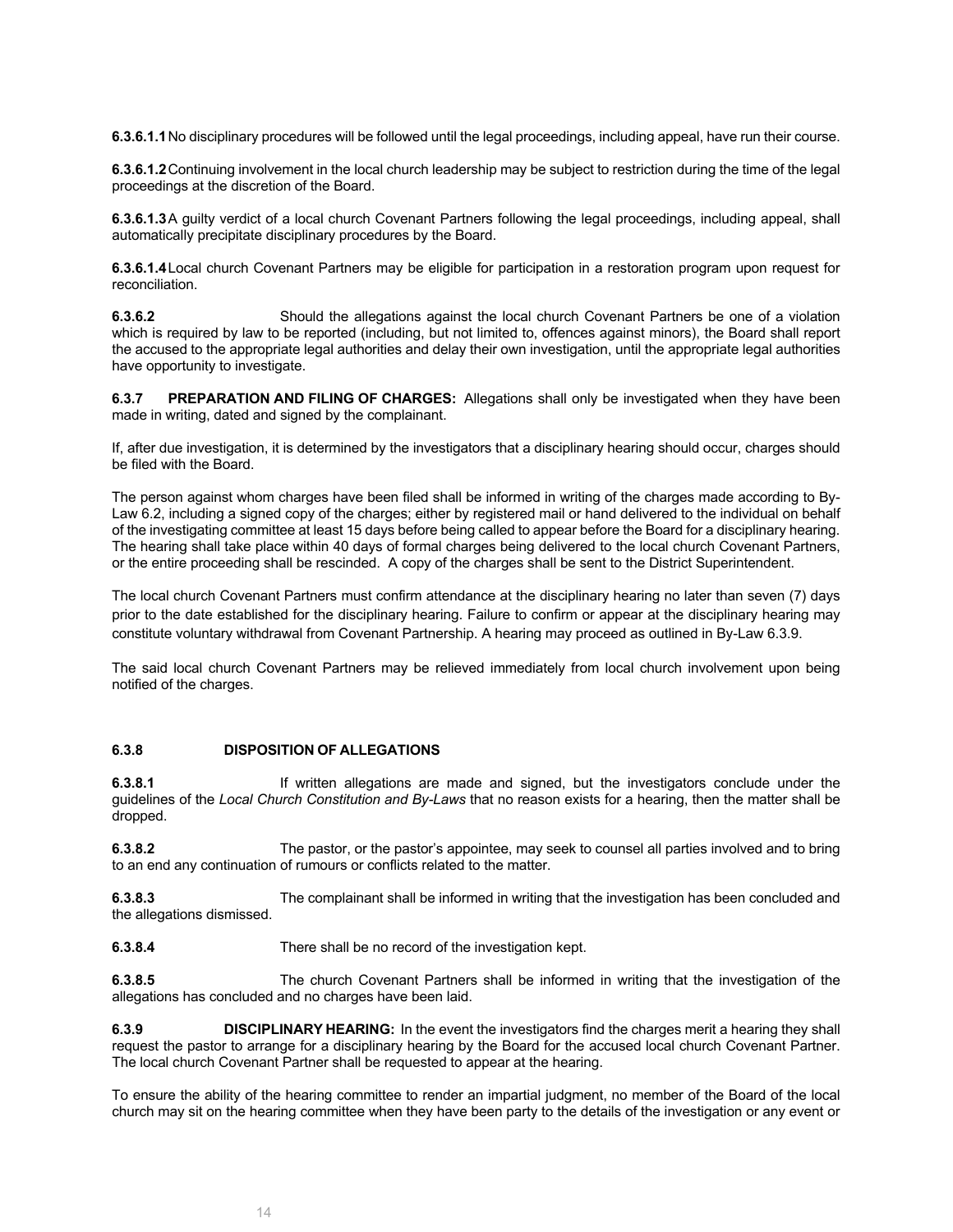**6.3.6.1.1** No disciplinary procedures will be followed until the legal proceedings, including appeal, have run their course.

**6.3.6.1.2** Continuing involvement in the local church leadership may be subject to restriction during the time of the legal proceedings at the discretion of the Board.

**6.3.6.1.3** A guilty verdict of a local church Covenant Partners following the legal proceedings, including appeal, shall automatically precipitate disciplinary procedures by the Board.

**6.3.6.1.4** Local church Covenant Partners may be eligible for participation in a restoration program upon request for reconciliation.

**6.3.6.2** Should the allegations against the local church Covenant Partners be one of a violation which is required by law to be reported (including, but not limited to, offences against minors), the Board shall report the accused to the appropriate legal authorities and delay their own investigation, until the appropriate legal authorities have opportunity to investigate.

**6.3.7 PREPARATION AND FILING OF CHARGES:** Allegations shall only be investigated when they have been made in writing, dated and signed by the complainant.

If, after due investigation, it is determined by the investigators that a disciplinary hearing should occur, charges should be filed with the Board.

The person against whom charges have been filed shall be informed in writing of the charges made according to By-Law 6.2, including a signed copy of the charges; either by registered mail or hand delivered to the individual on behalf of the investigating committee at least 15 days before being called to appear before the Board for a disciplinary hearing. The hearing shall take place within 40 days of formal charges being delivered to the local church Covenant Partners, or the entire proceeding shall be rescinded. A copy of the charges shall be sent to the District Superintendent.

The local church Covenant Partners must confirm attendance at the disciplinary hearing no later than seven (7) days prior to the date established for the disciplinary hearing. Failure to confirm or appear at the disciplinary hearing may constitute voluntary withdrawal from Covenant Partnership. A hearing may proceed as outlined in By-Law 6.3.9.

The said local church Covenant Partners may be relieved immediately from local church involvement upon being notified of the charges.

**6.3.8 DISPOSITION OF ALLEGATIONS**

**6.3.8.1** If written allegations are made and signed, but the investigators conclude under the guidelines of the *Local Church Constitution and By-Laws* that no reason exists for a hearing, then the matter shall be dropped.

**6.3.8.2** The pastor, or the pastor's appointee, may seek to counsel all parties involved and to bring to an end any continuation of rumours or conflicts related to the matter.

**6.3.8.3** The complainant shall be informed in writing that the investigation has been concluded and the allegations dismissed.

**6.3.8.4** There shall be no record of the investigation kept.

**6.3.8.5** The church Covenant Partners shall be informed in writing that the investigation of the allegations has concluded and no charges have been laid.

**6.3.9 DISCIPLINARY HEARING:** In the event the investigators find the charges merit a hearing they shall request the pastor to arrange for a disciplinary hearing by the Board for the accused local church Covenant Partner. The local church Covenant Partner shall be requested to appear at the hearing.

To ensure the ability of the hearing committee to render an impartial judgment, no member of the Board of the local church may sit on the hearing committee when they have been party to the details of the investigation or any event or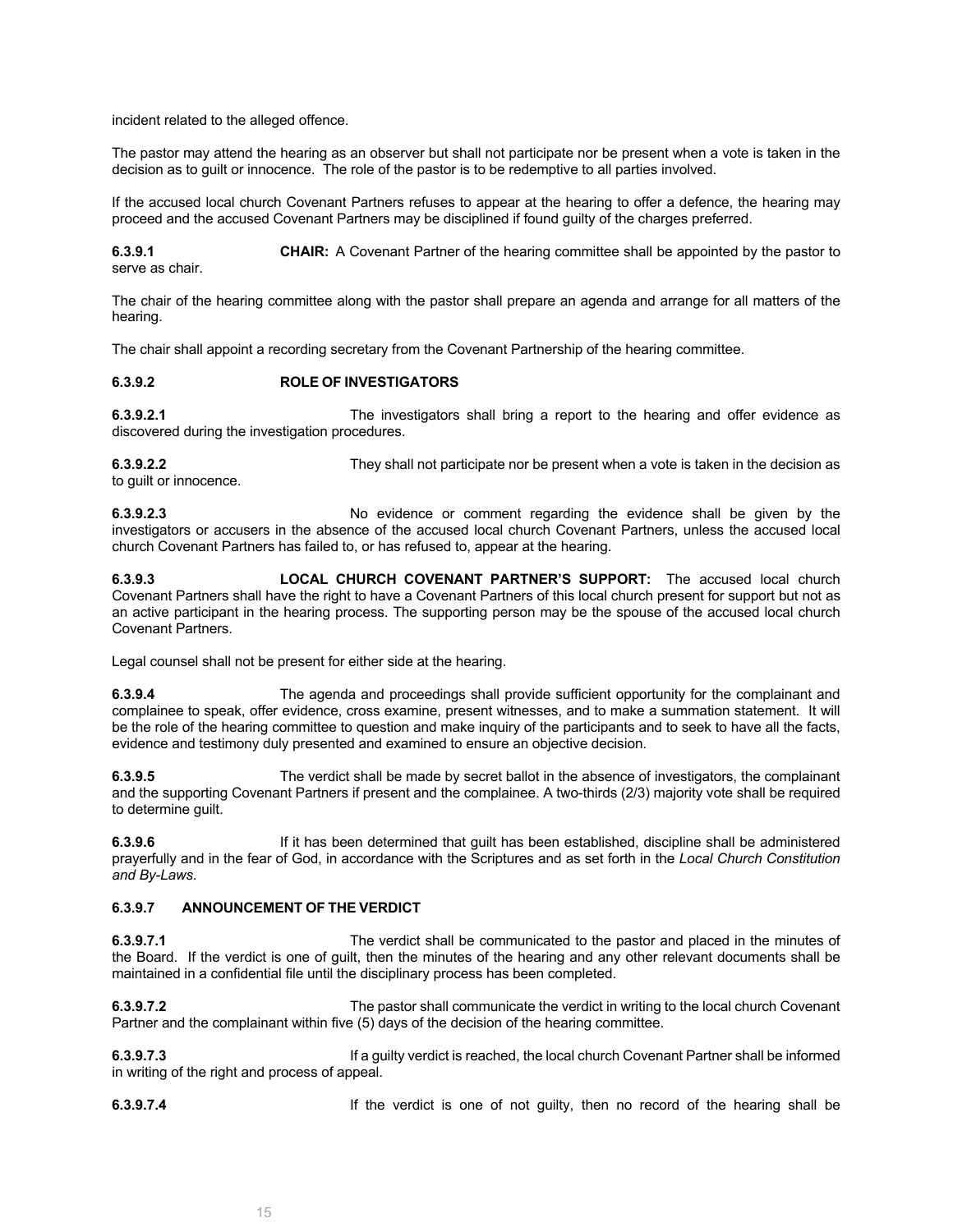incident related to the alleged offence.

The pastor may attend the hearing as an observer but shall not participate nor be present when a vote is taken in the decision as to guilt or innocence. The role of the pastor is to be redemptive to all parties involved.

If the accused local church Covenant Partners refuses to appear at the hearing to offer a defence, the hearing may proceed and the accused Covenant Partners may be disciplined if found guilty of the charges preferred.

**6.3.9.1** **CHAIR:** A Covenant Partner of the hearing committee shall be appointed by the pastor to serve as chair.

The chair of the hearing committee along with the pastor shall prepare an agenda and arrange for all matters of the hearing.

The chair shall appoint a recording secretary from the Covenant Partnership of the hearing committee.

**6.3.9.2** **ROLE OF INVESTIGATORS**

**6.3.9.2.1** The investigators shall bring a report to the hearing and offer evidence as discovered during the investigation procedures.

**6.3.9.2.2** They shall not participate nor be present when a vote is taken in the decision as to guilt or innocence.

**6.3.9.2.3** No evidence or comment regarding the evidence shall be given by the investigators or accusers in the absence of the accused local church Covenant Partners, unless the accused local church Covenant Partners has failed to, or has refused to, appear at the hearing.

**6.3.9.3** **LOCAL CHURCH COVENANT PARTNER'S SUPPORT:** The accused local church Covenant Partners shall have the right to have a Covenant Partners of this local church present for support but not as an active participant in the hearing process. The supporting person may be the spouse of the accused local church Covenant Partners.

Legal counsel shall not be present for either side at the hearing.

**6.3.9.4** The agenda and proceedings shall provide sufficient opportunity for the complainant and complainee to speak, offer evidence, cross examine, present witnesses, and to make a summation statement. It will be the role of the hearing committee to question and make inquiry of the participants and to seek to have all the facts, evidence and testimony duly presented and examined to ensure an objective decision.

**6.3.9.5** The verdict shall be made by secret ballot in the absence of investigators, the complainant and the supporting Covenant Partners if present and the complainee. A two-thirds (2/3) majority vote shall be required to determine guilt.

**6.3.9.6** If it has been determined that guilt has been established, discipline shall be administered prayerfully and in the fear of God, in accordance with the Scriptures and as set forth in the *Local Church Constitution and By-Laws*.

**6.3.9.7** **ANNOUNCEMENT OF THE VERDICT**

**6.3.9.7.1** The verdict shall be communicated to the pastor and placed in the minutes of the Board. If the verdict is one of guilt, then the minutes of the hearing and any other relevant documents shall be maintained in a confidential file until the disciplinary process has been completed.

**6.3.9.7.2** The pastor shall communicate the verdict in writing to the local church Covenant Partner and the complainant within five (5) days of the decision of the hearing committee.

**6.3.9.7.3** If a guilty verdict is reached, the local church Covenant Partner shall be informed in writing of the right and process of appeal.

**6.3.9.7.4** If the verdict is one of not guilty, then no record of the hearing shall be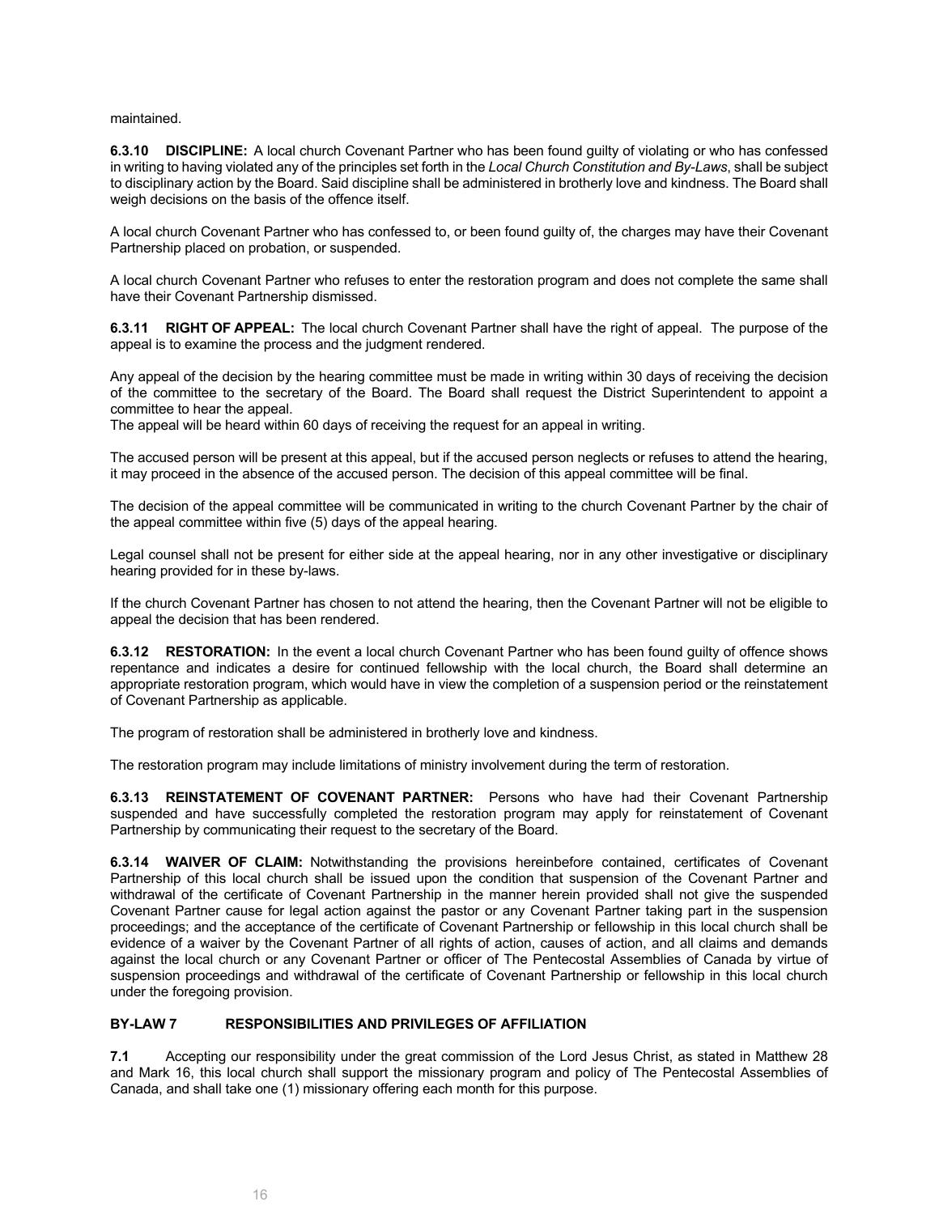maintained.

**6.3.10 DISCIPLINE:** A local church Covenant Partner who has been found guilty of violating or who has confessed in writing to having violated any of the principles set forth in the *Local Church Constitution and By-Laws*, shall be subject to disciplinary action by the Board. Said discipline shall be administered in brotherly love and kindness. The Board shall weigh decisions on the basis of the offence itself.

A local church Covenant Partner who has confessed to, or been found guilty of, the charges may have their Covenant Partnership placed on probation, or suspended.

A local church Covenant Partner who refuses to enter the restoration program and does not complete the same shall have their Covenant Partnership dismissed.

**6.3.11 RIGHT OF APPEAL:** The local church Covenant Partner shall have the right of appeal. The purpose of the appeal is to examine the process and the judgment rendered.

Any appeal of the decision by the hearing committee must be made in writing within 30 days of receiving the decision of the committee to the secretary of the Board. The Board shall request the District Superintendent to appoint a committee to hear the appeal.
The appeal will be heard within 60 days of receiving the request for an appeal in writing.

The accused person will be present at this appeal, but if the accused person neglects or refuses to attend the hearing, it may proceed in the absence of the accused person. The decision of this appeal committee will be final.

The decision of the appeal committee will be communicated in writing to the church Covenant Partner by the chair of the appeal committee within five (5) days of the appeal hearing.

Legal counsel shall not be present for either side at the appeal hearing, nor in any other investigative or disciplinary hearing provided for in these by-laws.

If the church Covenant Partner has chosen to not attend the hearing, then the Covenant Partner will not be eligible to appeal the decision that has been rendered.

**6.3.12 RESTORATION:** In the event a local church Covenant Partner who has been found guilty of offence shows repentance and indicates a desire for continued fellowship with the local church, the Board shall determine an appropriate restoration program, which would have in view the completion of a suspension period or the reinstatement of Covenant Partnership as applicable.

The program of restoration shall be administered in brotherly love and kindness.

The restoration program may include limitations of ministry involvement during the term of restoration.

**6.3.13 REINSTATEMENT OF COVENANT PARTNER:** Persons who have had their Covenant Partnership suspended and have successfully completed the restoration program may apply for reinstatement of Covenant Partnership by communicating their request to the secretary of the Board.

**6.3.14 WAIVER OF CLAIM:** Notwithstanding the provisions hereinbefore contained, certificates of Covenant Partnership of this local church shall be issued upon the condition that suspension of the Covenant Partner and withdrawal of the certificate of Covenant Partnership in the manner herein provided shall not give the suspended Covenant Partner cause for legal action against the pastor or any Covenant Partner taking part in the suspension proceedings; and the acceptance of the certificate of Covenant Partnership or fellowship in this local church shall be evidence of a waiver by the Covenant Partner of all rights of action, causes of action, and all claims and demands against the local church or any Covenant Partner or officer of The Pentecostal Assemblies of Canada by virtue of suspension proceedings and withdrawal of the certificate of Covenant Partnership or fellowship in this local church under the foregoing provision.

## BY-LAW 7 RESPONSIBILITIES AND PRIVILEGES OF AFFILIATION

**7.1** Accepting our responsibility under the great commission of the Lord Jesus Christ, as stated in Matthew 28 and Mark 16, this local church shall support the missionary program and policy of The Pentecostal Assemblies of Canada, and shall take one (1) missionary offering each month for this purpose.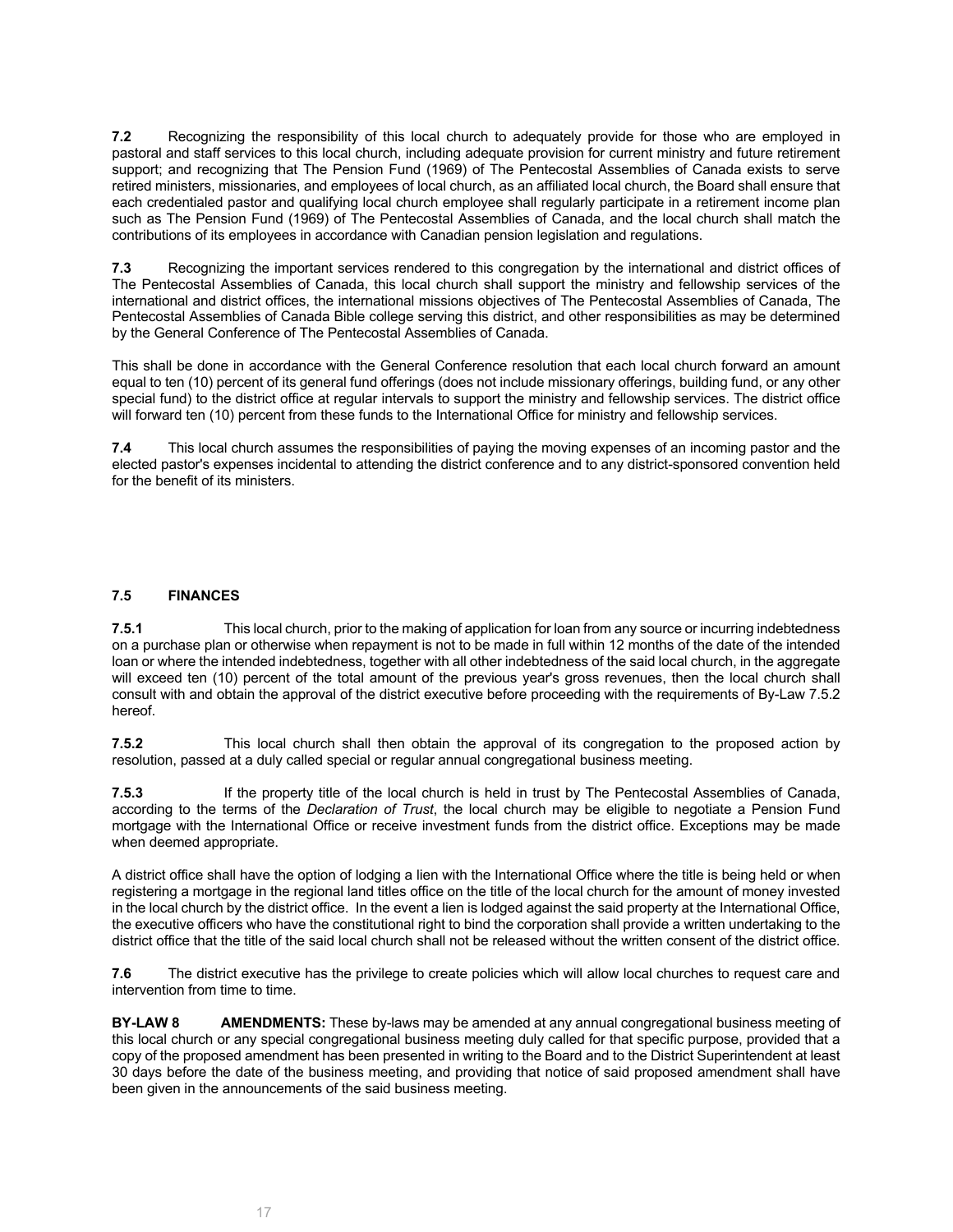**7.2** Recognizing the responsibility of this local church to adequately provide for those who are employed in pastoral and staff services to this local church, including adequate provision for current ministry and future retirement support; and recognizing that The Pension Fund (1969) of The Pentecostal Assemblies of Canada exists to serve retired ministers, missionaries, and employees of local church, as an affiliated local church, the Board shall ensure that each credentialed pastor and qualifying local church employee shall regularly participate in a retirement income plan such as The Pension Fund (1969) of The Pentecostal Assemblies of Canada, and the local church shall match the contributions of its employees in accordance with Canadian pension legislation and regulations.

**7.3** Recognizing the important services rendered to this congregation by the international and district offices of The Pentecostal Assemblies of Canada, this local church shall support the ministry and fellowship services of the international and district offices, the international missions objectives of The Pentecostal Assemblies of Canada, The Pentecostal Assemblies of Canada Bible college serving this district, and other responsibilities as may be determined by the General Conference of The Pentecostal Assemblies of Canada.

This shall be done in accordance with the General Conference resolution that each local church forward an amount equal to ten (10) percent of its general fund offerings (does not include missionary offerings, building fund, or any other special fund) to the district office at regular intervals to support the ministry and fellowship services. The district office will forward ten (10) percent from these funds to the International Office for ministry and fellowship services.

**7.4** This local church assumes the responsibilities of paying the moving expenses of an incoming pastor and the elected pastor's expenses incidental to attending the district conference and to any district-sponsored convention held for the benefit of its ministers.

**7.5 FINANCES**

**7.5.1** This local church, prior to the making of application for loan from any source or incurring indebtedness on a purchase plan or otherwise when repayment is not to be made in full within 12 months of the date of the intended loan or where the intended indebtedness, together with all other indebtedness of the said local church, in the aggregate will exceed ten (10) percent of the total amount of the previous year's gross revenues, then the local church shall consult with and obtain the approval of the district executive before proceeding with the requirements of By-Law 7.5.2 hereof.

**7.5.2** This local church shall then obtain the approval of its congregation to the proposed action by resolution, passed at a duly called special or regular annual congregational business meeting.

**7.5.3** If the property title of the local church is held in trust by The Pentecostal Assemblies of Canada, according to the terms of the *Declaration of Trust*, the local church may be eligible to negotiate a Pension Fund mortgage with the International Office or receive investment funds from the district office. Exceptions may be made when deemed appropriate.

A district office shall have the option of lodging a lien with the International Office where the title is being held or when registering a mortgage in the regional land titles office on the title of the local church for the amount of money invested in the local church by the district office. In the event a lien is lodged against the said property at the International Office, the executive officers who have the constitutional right to bind the corporation shall provide a written undertaking to the district office that the title of the said local church shall not be released without the written consent of the district office.

**7.6** The district executive has the privilege to create policies which will allow local churches to request care and intervention from time to time.

**BY-LAW 8 AMENDMENTS:** These by-laws may be amended at any annual congregational business meeting of this local church or any special congregational business meeting duly called for that specific purpose, provided that a copy of the proposed amendment has been presented in writing to the Board and to the District Superintendent at least 30 days before the date of the business meeting, and providing that notice of said proposed amendment shall have been given in the announcements of the said business meeting.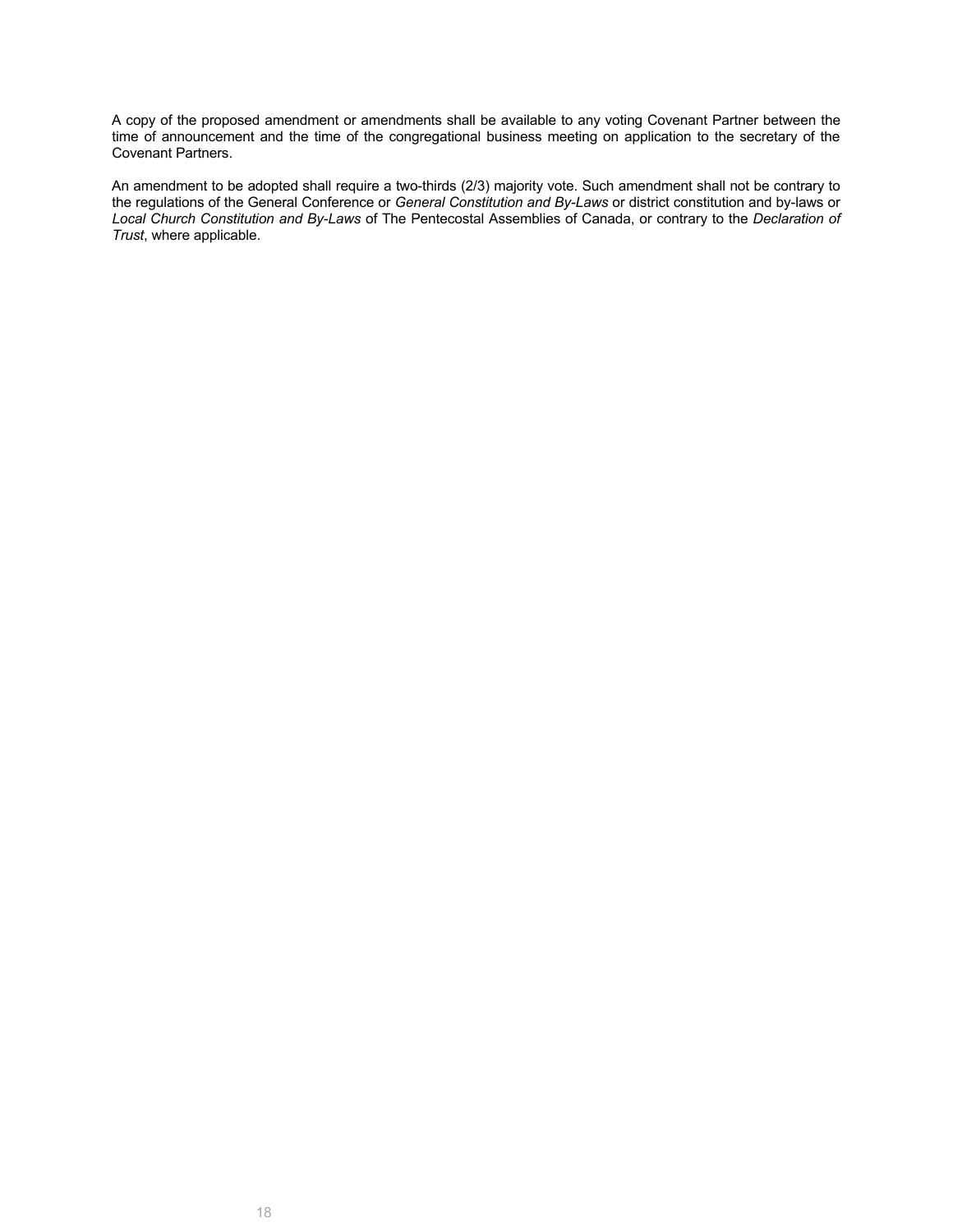A copy of the proposed amendment or amendments shall be available to any voting Covenant Partner between the time of announcement and the time of the congregational business meeting on application to the secretary of the Covenant Partners.

An amendment to be adopted shall require a two-thirds (2/3) majority vote. Such amendment shall not be contrary to the regulations of the General Conference or *General Constitution and By-Laws* or district constitution and by-laws or *Local Church Constitution and By-Laws* of The Pentecostal Assemblies of Canada, or contrary to the *Declaration of Trust*, where applicable.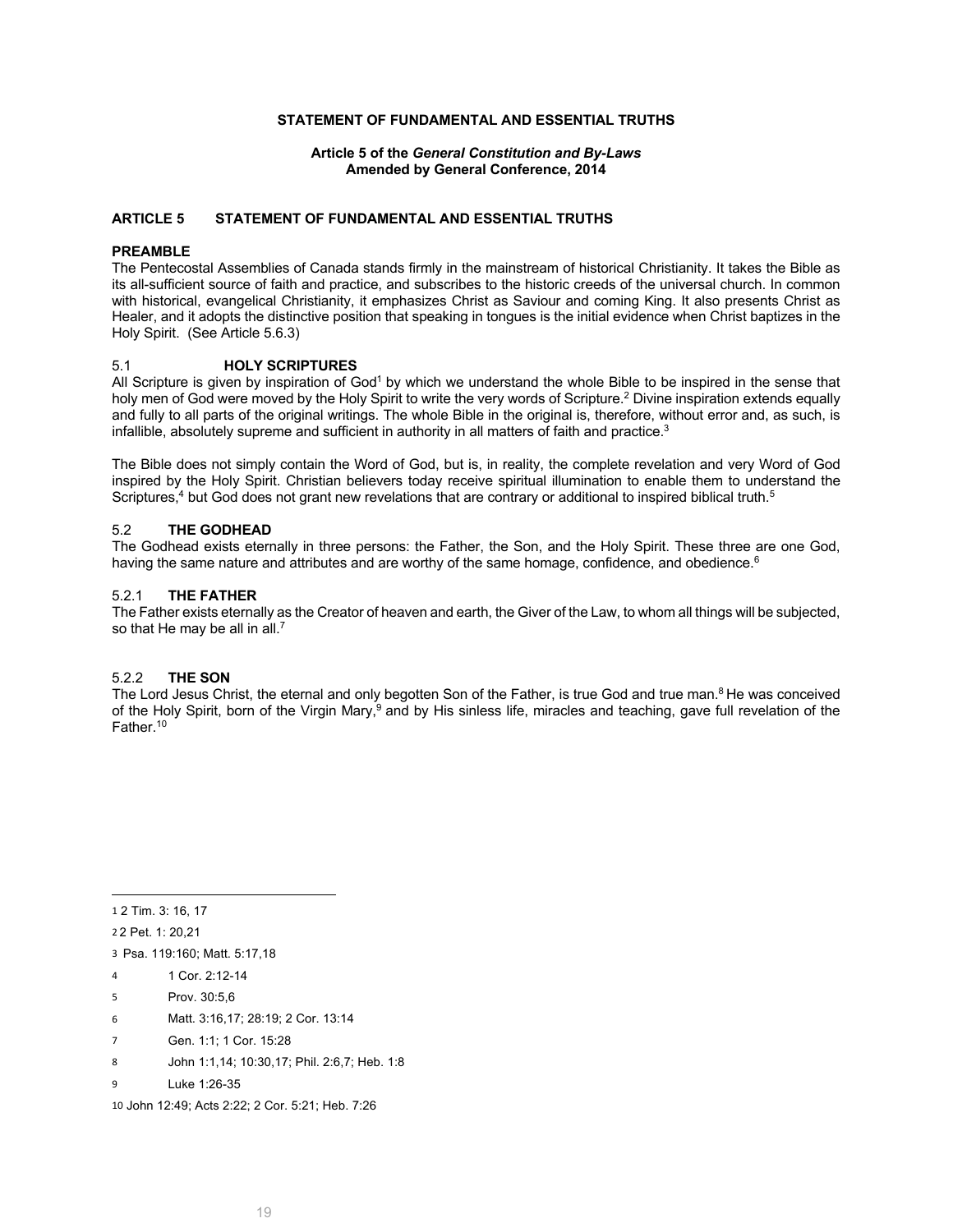**STATEMENT OF FUNDAMENTAL AND ESSENTIAL TRUTHS**

**Article 5 of the *General Constitution and By-Laws***
**Amended by General Conference, 2014**

## ARTICLE 5 STATEMENT OF FUNDAMENTAL AND ESSENTIAL TRUTHS

### PREAMBLE

The Pentecostal Assemblies of Canada stands firmly in the mainstream of historical Christianity. It takes the Bible as its all-sufficient source of faith and practice, and subscribes to the historic creeds of the universal church. In common with historical, evangelical Christianity, it emphasizes Christ as Saviour and coming King. It also presents Christ as Healer, and it adopts the distinctive position that speaking in tongues is the initial evidence when Christ baptizes in the Holy Spirit. (See Article 5.6.3)

### 5.1 HOLY SCRIPTURES

All Scripture is given by inspiration of God[1] by which we understand the whole Bible to be inspired in the sense that holy men of God were moved by the Holy Spirit to write the very words of Scripture.[2] Divine inspiration extends equally and fully to all parts of the original writings. The whole Bible in the original is, therefore, without error and, as such, is infallible, absolutely supreme and sufficient in authority in all matters of faith and practice.[3]

The Bible does not simply contain the Word of God, but is, in reality, the complete revelation and very Word of God inspired by the Holy Spirit. Christian believers today receive spiritual illumination to enable them to understand the Scriptures,[4] but God does not grant new revelations that are contrary or additional to inspired biblical truth.[5]

### 5.2 THE GODHEAD

The Godhead exists eternally in three persons: the Father, the Son, and the Holy Spirit. These three are one God, having the same nature and attributes and are worthy of the same homage, confidence, and obedience.[6]

### 5.2.1 THE FATHER

The Father exists eternally as the Creator of heaven and earth, the Giver of the Law, to whom all things will be subjected, so that He may be all in all.[7]

### 5.2.2 THE SON

The Lord Jesus Christ, the eternal and only begotten Son of the Father, is true God and true man.[8] He was conceived of the Holy Spirit, born of the Virgin Mary,[9] and by His sinless life, miracles and teaching, gave full revelation of the Father.[10]

---

1 2 Tim. 3: 16, 17

2 2 Pet. 1: 20,21

3 Psa. 119:160; Matt. 5:17,18

4 1 Cor. 2:12-14

5 Prov. 30:5,6

6 Matt. 3:16,17; 28:19; 2 Cor. 13:14

7 Gen. 1:1; 1 Cor. 15:28

8 John 1:1,14; 10:30,17; Phil. 2:6,7; Heb. 1:8

9 Luke 1:26-35

10 John 12:49; Acts 2:22; 2 Cor. 5:21; Heb. 7:26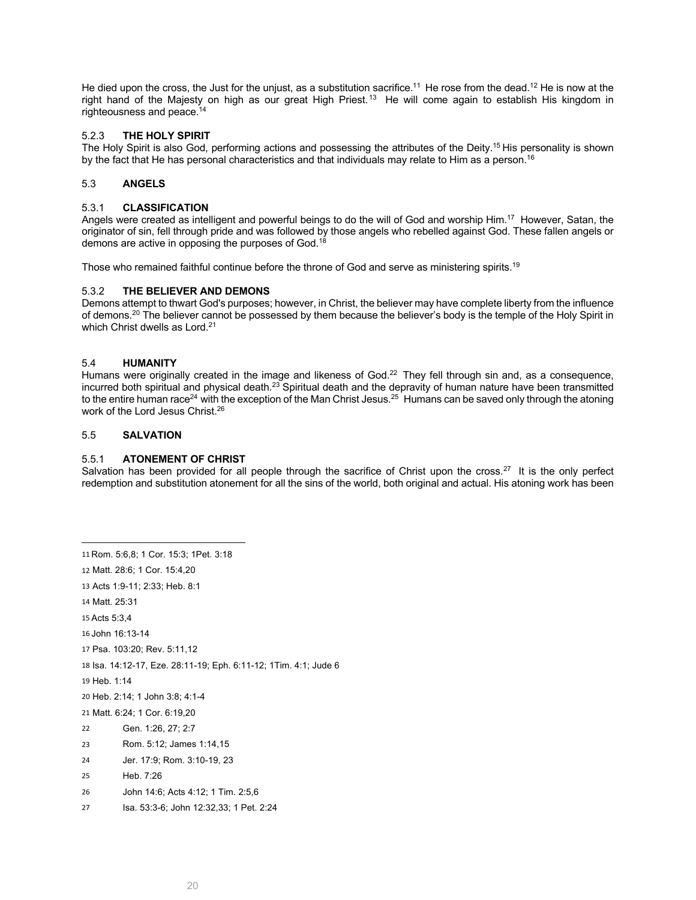He died upon the cross, the Just for the unjust, as a substitution sacrifice.[11] He rose from the dead.[12] He is now at the right hand of the Majesty on high as our great High Priest.[13] He will come again to establish His kingdom in righteousness and peace.[14]

#### 5.2.3 **THE HOLY SPIRIT**

The Holy Spirit is also God, performing actions and possessing the attributes of the Deity.[15] His personality is shown by the fact that He has personal characteristics and that individuals may relate to Him as a person.[16]

### 5.3 **ANGELS**

#### 5.3.1 **CLASSIFICATION**

Angels were created as intelligent and powerful beings to do the will of God and worship Him.[17] However, Satan, the originator of sin, fell through pride and was followed by those angels who rebelled against God. These fallen angels or demons are active in opposing the purposes of God.[18]

Those who remained faithful continue before the throne of God and serve as ministering spirits.[19]

#### 5.3.2 **THE BELIEVER AND DEMONS**

Demons attempt to thwart God's purposes; however, in Christ, the believer may have complete liberty from the influence of demons.[20] The believer cannot be possessed by them because the believer's body is the temple of the Holy Spirit in which Christ dwells as Lord.[21]

### 5.4 **HUMANITY**

Humans were originally created in the image and likeness of God.[22] They fell through sin and, as a consequence, incurred both spiritual and physical death.[23] Spiritual death and the depravity of human nature have been transmitted to the entire human race[24] with the exception of the Man Christ Jesus.[25] Humans can be saved only through the atoning work of the Lord Jesus Christ.[26]

### 5.5 **SALVATION**

#### 5.5.1 **ATONEMENT OF CHRIST**

Salvation has been provided for all people through the sacrifice of Christ upon the cross.[27] It is the only perfect redemption and substitution atonement for all the sins of the world, both original and actual. His atoning work has been

---

11 Rom. 5:6,8; 1 Cor. 15:3; 1Pet. 3:18

12 Matt. 28:6; 1 Cor. 15:4,20

13 Acts 1:9-11; 2:33; Heb. 8:1

14 Matt. 25:31

15 Acts 5:3,4

16 John 16:13-14

17 Psa. 103:20; Rev. 5:11,12

18 Isa. 14:12-17, Eze. 28:11-19; Eph. 6:11-12; 1Tim. 4:1; Jude 6

19 Heb. 1:14

20 Heb. 2:14; 1 John 3:8; 4:1-4

21 Matt. 6:24; 1 Cor. 6:19,20

22 Gen. 1:26, 27; 2:7

23 Rom. 5:12; James 1:14,15

24 Jer. 17:9; Rom. 3:10-19, 23

25 Heb. 7:26

26 John 14:6; Acts 4:12; 1 Tim. 2:5,6

27 Isa. 53:3-6; John 12:32,33; 1 Pet. 2:24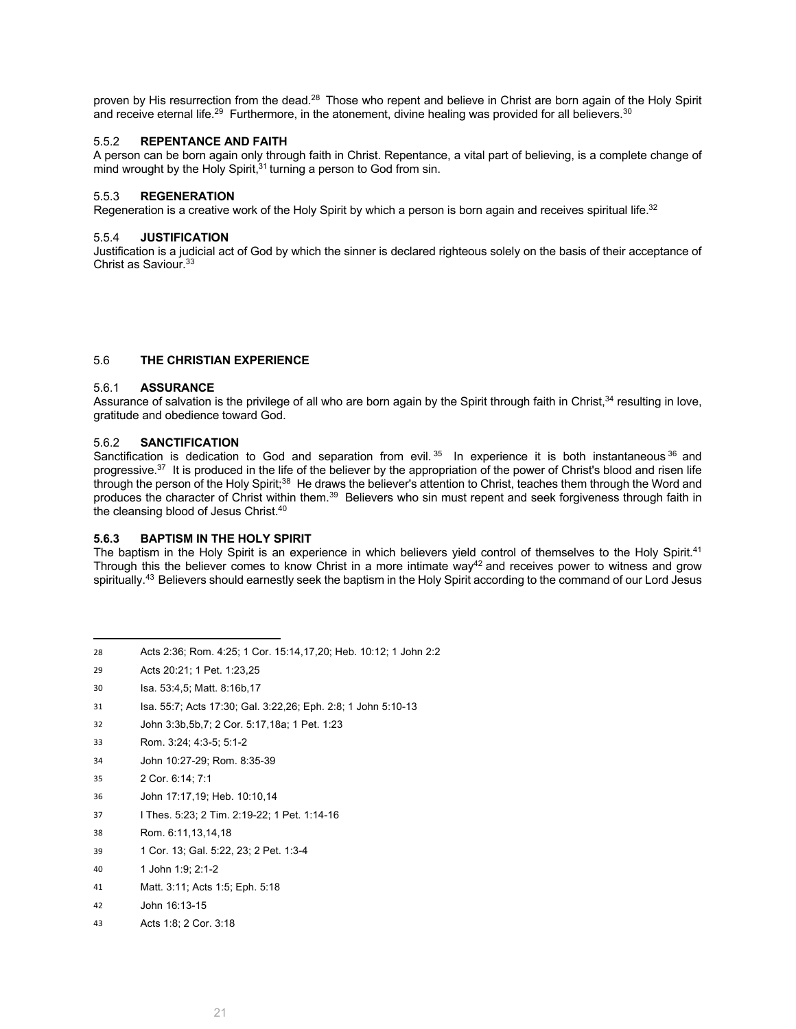proven by His resurrection from the dead.[28] Those who repent and believe in Christ are born again of the Holy Spirit and receive eternal life.[29] Furthermore, in the atonement, divine healing was provided for all believers.[30]

### 5.5.2 REPENTANCE AND FAITH

A person can be born again only through faith in Christ. Repentance, a vital part of believing, is a complete change of mind wrought by the Holy Spirit,[31] turning a person to God from sin.

### 5.5.3 REGENERATION

Regeneration is a creative work of the Holy Spirit by which a person is born again and receives spiritual life.[32]

### 5.5.4 JUSTIFICATION

Justification is a judicial act of God by which the sinner is declared righteous solely on the basis of their acceptance of Christ as Saviour.[33]

## 5.6 THE CHRISTIAN EXPERIENCE

### 5.6.1 ASSURANCE

Assurance of salvation is the privilege of all who are born again by the Spirit through faith in Christ,[34] resulting in love, gratitude and obedience toward God.

### 5.6.2 SANCTIFICATION

Sanctification is dedication to God and separation from evil.[35] In experience it is both instantaneous[36] and progressive.[37] It is produced in the life of the believer by the appropriation of the power of Christ's blood and risen life through the person of the Holy Spirit;[38] He draws the believer's attention to Christ, teaches them through the Word and produces the character of Christ within them.[39] Believers who sin must repent and seek forgiveness through faith in the cleansing blood of Jesus Christ.[40]

### 5.6.3 BAPTISM IN THE HOLY SPIRIT

The baptism in the Holy Spirit is an experience in which believers yield control of themselves to the Holy Spirit.[41] Through this the believer comes to know Christ in a more intimate way[42] and receives power to witness and grow spiritually.[43] Believers should earnestly seek the baptism in the Holy Spirit according to the command of our Lord Jesus

---

28 Acts 2:36; Rom. 4:25; 1 Cor. 15:14,17,20; Heb. 10:12; 1 John 2:2

29 Acts 20:21; 1 Pet. 1:23,25

30 Isa. 53:4,5; Matt. 8:16b,17

31 Isa. 55:7; Acts 17:30; Gal. 3:22,26; Eph. 2:8; 1 John 5:10-13

32 John 3:3b,5b,7; 2 Cor. 5:17,18a; 1 Pet. 1:23

33 Rom. 3:24; 4:3-5; 5:1-2

34 John 10:27-29; Rom. 8:35-39

35 2 Cor. 6:14; 7:1

36 John 17:17,19; Heb. 10:10,14

37 I Thes. 5:23; 2 Tim. 2:19-22; 1 Pet. 1:14-16

38 Rom. 6:11,13,14,18

39 1 Cor. 13; Gal. 5:22, 23; 2 Pet. 1:3-4

40 1 John 1:9; 2:1-2

41 Matt. 3:11; Acts 1:5; Eph. 5:18

42 John 16:13-15

43 Acts 1:8; 2 Cor. 3:18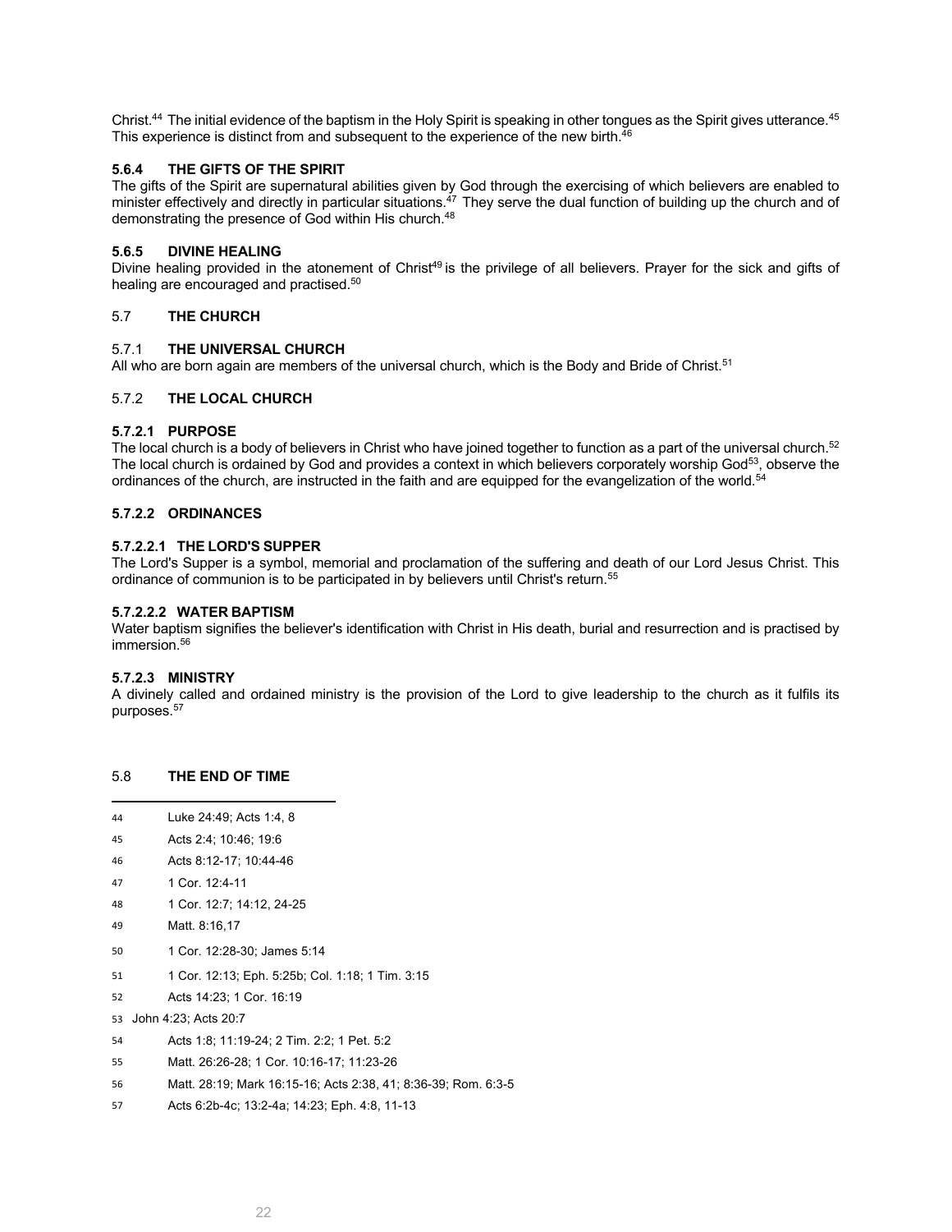Christ.[44] The initial evidence of the baptism in the Holy Spirit is speaking in other tongues as the Spirit gives utterance.[45] This experience is distinct from and subsequent to the experience of the new birth.[46]

#### 5.6.4 THE GIFTS OF THE SPIRIT

The gifts of the Spirit are supernatural abilities given by God through the exercising of which believers are enabled to minister effectively and directly in particular situations.[47] They serve the dual function of building up the church and of demonstrating the presence of God within His church.[48]

#### 5.6.5 DIVINE HEALING

Divine healing provided in the atonement of Christ[49] is the privilege of all believers. Prayer for the sick and gifts of healing are encouraged and practised.[50]

## 5.7 THE CHURCH

### 5.7.1 THE UNIVERSAL CHURCH

All who are born again are members of the universal church, which is the Body and Bride of Christ.[51]

### 5.7.2 THE LOCAL CHURCH

#### 5.7.2.1 PURPOSE

The local church is a body of believers in Christ who have joined together to function as a part of the universal church.[52] The local church is ordained by God and provides a context in which believers corporately worship God[53], observe the ordinances of the church, are instructed in the faith and are equipped for the evangelization of the world.[54]

#### 5.7.2.2 ORDINANCES

##### 5.7.2.2.1 THE LORD'S SUPPER

The Lord's Supper is a symbol, memorial and proclamation of the suffering and death of our Lord Jesus Christ. This ordinance of communion is to be participated in by believers until Christ's return.[55]

##### 5.7.2.2.2 WATER BAPTISM

Water baptism signifies the believer's identification with Christ in His death, burial and resurrection and is practised by immersion.[56]

#### 5.7.2.3 MINISTRY

A divinely called and ordained ministry is the provision of the Lord to give leadership to the church as it fulfils its purposes.[57]

## 5.8 THE END OF TIME

---

44 Luke 24:49; Acts 1:4, 8

45 Acts 2:4; 10:46; 19:6

46 Acts 8:12-17; 10:44-46

47 1 Cor. 12:4-11

48 1 Cor. 12:7; 14:12, 24-25

49 Matt. 8:16,17

50 1 Cor. 12:28-30; James 5:14

51 1 Cor. 12:13; Eph. 5:25b; Col. 1:18; 1 Tim. 3:15

52 Acts 14:23; 1 Cor. 16:19

53 John 4:23; Acts 20:7

54 Acts 1:8; 11:19-24; 2 Tim. 2:2; 1 Pet. 5:2

55 Matt. 26:26-28; 1 Cor. 10:16-17; 11:23-26

56 Matt. 28:19; Mark 16:15-16; Acts 2:38, 41; 8:36-39; Rom. 6:3-5

57 Acts 6:2b-4c; 13:2-4a; 14:23; Eph. 4:8, 11-13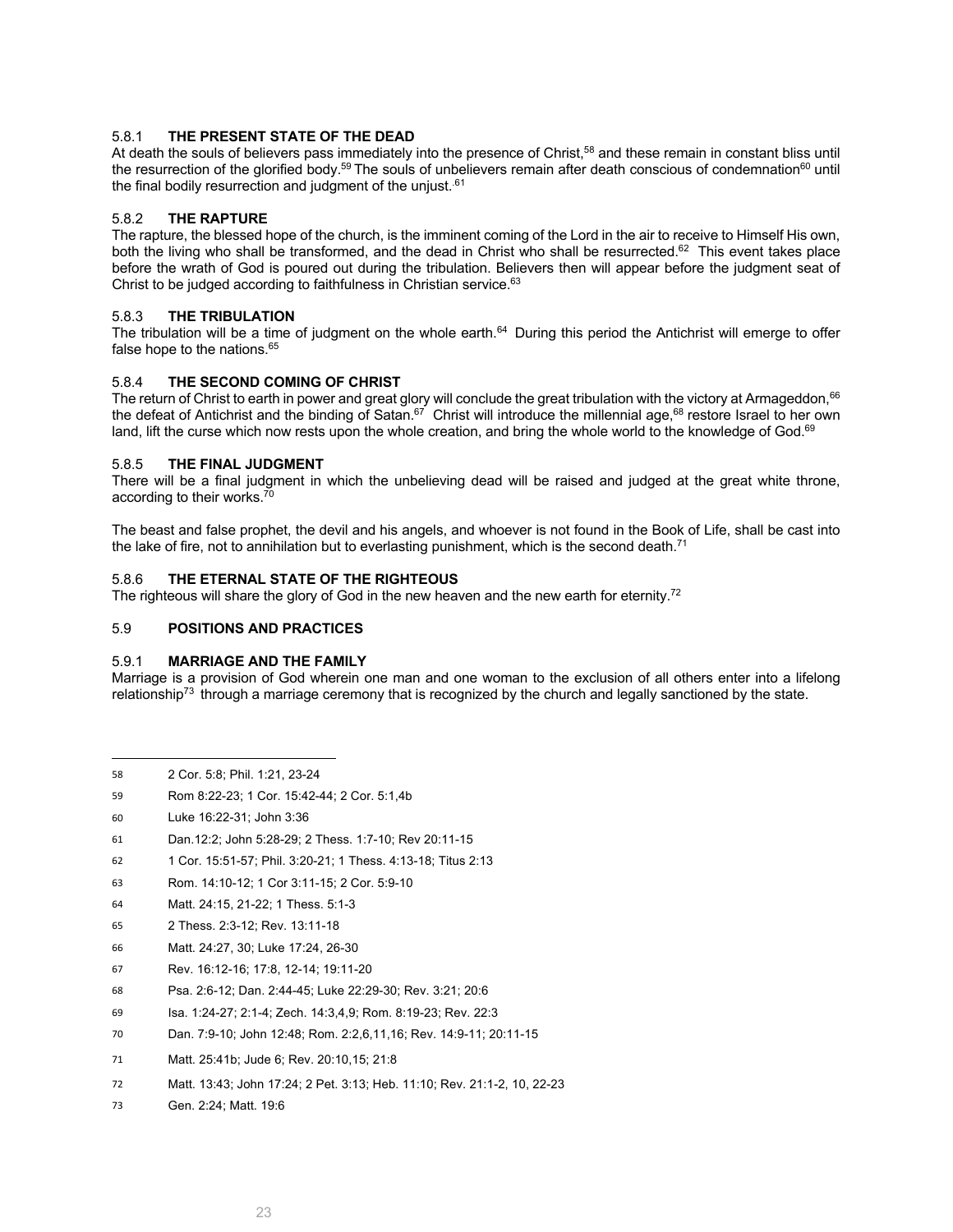### 5.8.1 THE PRESENT STATE OF THE DEAD

At death the souls of believers pass immediately into the presence of Christ,[58] and these remain in constant bliss until the resurrection of the glorified body.[59] The souls of unbelievers remain after death conscious of condemnation[60] until the final bodily resurrection and judgment of the unjust.[61]

### 5.8.2 THE RAPTURE

The rapture, the blessed hope of the church, is the imminent coming of the Lord in the air to receive to Himself His own, both the living who shall be transformed, and the dead in Christ who shall be resurrected.[62] This event takes place before the wrath of God is poured out during the tribulation. Believers then will appear before the judgment seat of Christ to be judged according to faithfulness in Christian service.[63]

### 5.8.3 THE TRIBULATION

The tribulation will be a time of judgment on the whole earth.[64] During this period the Antichrist will emerge to offer false hope to the nations.[65]

### 5.8.4 THE SECOND COMING OF CHRIST

The return of Christ to earth in power and great glory will conclude the great tribulation with the victory at Armageddon,[66] the defeat of Antichrist and the binding of Satan.[67] Christ will introduce the millennial age,[68] restore Israel to her own land, lift the curse which now rests upon the whole creation, and bring the whole world to the knowledge of God.[69]

### 5.8.5 THE FINAL JUDGMENT

There will be a final judgment in which the unbelieving dead will be raised and judged at the great white throne, according to their works.[70]

The beast and false prophet, the devil and his angels, and whoever is not found in the Book of Life, shall be cast into the lake of fire, not to annihilation but to everlasting punishment, which is the second death.[71]

### 5.8.6 THE ETERNAL STATE OF THE RIGHTEOUS

The righteous will share the glory of God in the new heaven and the new earth for eternity.[72]

## 5.9 POSITIONS AND PRACTICES

### 5.9.1 MARRIAGE AND THE FAMILY

Marriage is a provision of God wherein one man and one woman to the exclusion of all others enter into a lifelong relationship[73] through a marriage ceremony that is recognized by the church and legally sanctioned by the state.

---

58 2 Cor. 5:8; Phil. 1:21, 23-24

59 Rom 8:22-23; 1 Cor. 15:42-44; 2 Cor. 5:1,4b

60 Luke 16:22-31; John 3:36

61 Dan.12:2; John 5:28-29; 2 Thess. 1:7-10; Rev 20:11-15

62 1 Cor. 15:51-57; Phil. 3:20-21; 1 Thess. 4:13-18; Titus 2:13

63 Rom. 14:10-12; 1 Cor 3:11-15; 2 Cor. 5:9-10

64 Matt. 24:15, 21-22; 1 Thess. 5:1-3

65 2 Thess. 2:3-12; Rev. 13:11-18

66 Matt. 24:27, 30; Luke 17:24, 26-30

67 Rev. 16:12-16; 17:8, 12-14; 19:11-20

68 Psa. 2:6-12; Dan. 2:44-45; Luke 22:29-30; Rev. 3:21; 20:6

69 Isa. 1:24-27; 2:1-4; Zech. 14:3,4,9; Rom. 8:19-23; Rev. 22:3

70 Dan. 7:9-10; John 12:48; Rom. 2:2,6,11,16; Rev. 14:9-11; 20:11-15

71 Matt. 25:41b; Jude 6; Rev. 20:10,15; 21:8

72 Matt. 13:43; John 17:24; 2 Pet. 3:13; Heb. 11:10; Rev. 21:1-2, 10, 22-23

73 Gen. 2:24; Matt. 19:6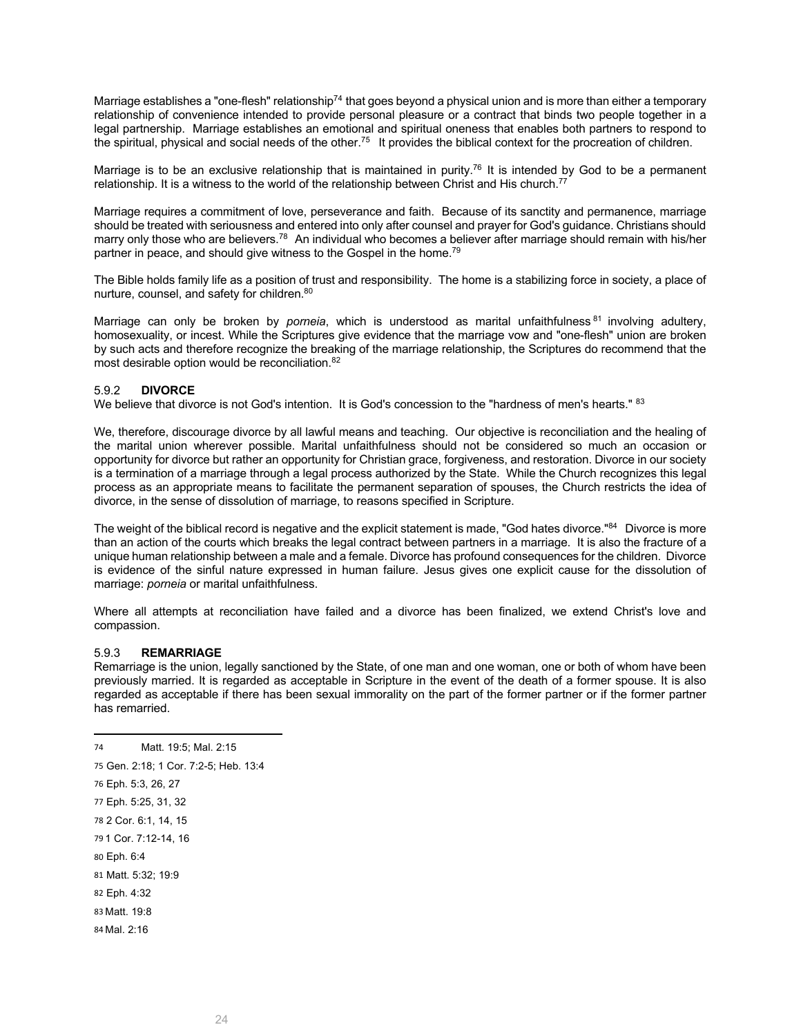Marriage establishes a "one-flesh" relationship[74] that goes beyond a physical union and is more than either a temporary relationship of convenience intended to provide personal pleasure or a contract that binds two people together in a legal partnership. Marriage establishes an emotional and spiritual oneness that enables both partners to respond to the spiritual, physical and social needs of the other.[75] It provides the biblical context for the procreation of children.

Marriage is to be an exclusive relationship that is maintained in purity.[76] It is intended by God to be a permanent relationship. It is a witness to the world of the relationship between Christ and His church.[77]

Marriage requires a commitment of love, perseverance and faith. Because of its sanctity and permanence, marriage should be treated with seriousness and entered into only after counsel and prayer for God's guidance. Christians should marry only those who are believers.[78] An individual who becomes a believer after marriage should remain with his/her partner in peace, and should give witness to the Gospel in the home.[79]

The Bible holds family life as a position of trust and responsibility. The home is a stabilizing force in society, a place of nurture, counsel, and safety for children.[80]

Marriage can only be broken by *porneia*, which is understood as marital unfaithfulness[81] involving adultery, homosexuality, or incest. While the Scriptures give evidence that the marriage vow and "one-flesh" union are broken by such acts and therefore recognize the breaking of the marriage relationship, the Scriptures do recommend that the most desirable option would be reconciliation.[82]

### 5.9.2 **DIVORCE**

We believe that divorce is not God's intention. It is God's concession to the "hardness of men's hearts." [83]

We, therefore, discourage divorce by all lawful means and teaching. Our objective is reconciliation and the healing of the marital union wherever possible. Marital unfaithfulness should not be considered so much an occasion or opportunity for divorce but rather an opportunity for Christian grace, forgiveness, and restoration. Divorce in our society is a termination of a marriage through a legal process authorized by the State. While the Church recognizes this legal process as an appropriate means to facilitate the permanent separation of spouses, the Church restricts the idea of divorce, in the sense of dissolution of marriage, to reasons specified in Scripture.

The weight of the biblical record is negative and the explicit statement is made, "God hates divorce."[84] Divorce is more than an action of the courts which breaks the legal contract between partners in a marriage. It is also the fracture of a unique human relationship between a male and a female. Divorce has profound consequences for the children. Divorce is evidence of the sinful nature expressed in human failure. Jesus gives one explicit cause for the dissolution of marriage: *porneia* or marital unfaithfulness.

Where all attempts at reconciliation have failed and a divorce has been finalized, we extend Christ's love and compassion.

### 5.9.3 **REMARRIAGE**

Remarriage is the union, legally sanctioned by the State, of one man and one woman, one or both of whom have been previously married. It is regarded as acceptable in Scripture in the event of the death of a former spouse. It is also regarded as acceptable if there has been sexual immorality on the part of the former partner or if the former partner has remarried.

---

74 Matt. 19:5; Mal. 2:15

75 Gen. 2:18; 1 Cor. 7:2-5; Heb. 13:4

76 Eph. 5:3, 26, 27

77 Eph. 5:25, 31, 32

78 2 Cor. 6:1, 14, 15

79 1 Cor. 7:12-14, 16

80 Eph. 6:4

81 Matt. 5:32; 19:9

82 Eph. 4:32

83 Matt. 19:8

84 Mal. 2:16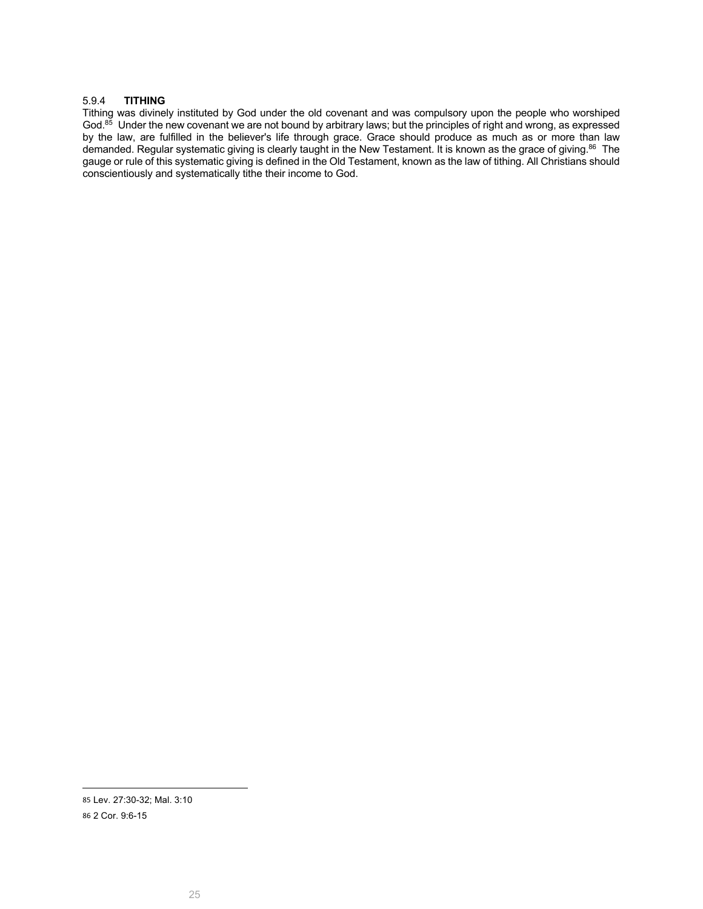#### 5.9.4 **TITHING**

Tithing was divinely instituted by God under the old covenant and was compulsory upon the people who worshiped God.[85] Under the new covenant we are not bound by arbitrary laws; but the principles of right and wrong, as expressed by the law, are fulfilled in the believer's life through grace. Grace should produce as much as or more than law demanded. Regular systematic giving is clearly taught in the New Testament. It is known as the grace of giving.[86] The gauge or rule of this systematic giving is defined in the Old Testament, known as the law of tithing. All Christians should conscientiously and systematically tithe their income to God.

---

85 Lev. 27:30-32; Mal. 3:10

86 2 Cor. 9:6-15